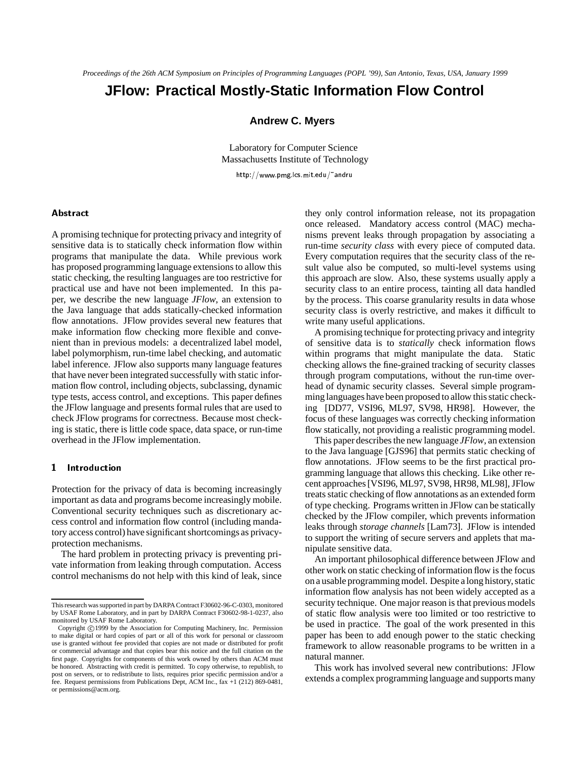Proceedings of the 26th ACM Symposium on Principles of Programming Languages (POPL '99), San Antonio, Texas, USA, January 1999

# JFlow: Practical Mostly-Static Information Flow Control

**Andrew C. Myers**

Laboratory for Computer Science
Massachusetts Institute of Technology

http://www.pmg.lcs.mit.edu/~andru

## Abstract

A promising technique for protecting privacy and integrity of sensitive data is to statically check information flow within programs that manipulate the data. While previous work has proposed programming language extensions to allow this static checking, the resulting languages are too restrictive for practical use and have not been implemented. In this paper, we describe the new language *JFlow*, an extension to the Java language that adds statically-checked information flow annotations. JFlow provides several new features that make information flow checking more flexible and convenient than in previous models: a decentralized label model, label polymorphism, run-time label checking, and automatic label inference. JFlow also supports many language features that have never been integrated successfully with static information flow control, including objects, subclassing, dynamic type tests, access control, and exceptions. This paper defines the JFlow language and presents formal rules that are used to check JFlow programs for correctness. Because most checking is static, there is little code space, data space, or run-time overhead in the JFlow implementation.

## 1 Introduction

Protection for the privacy of data is becoming increasingly important as data and programs become increasingly mobile. Conventional security techniques such as discretionary access control and information flow control (including mandatory access control) have significant shortcomings as privacy-protection mechanisms.

The hard problem in protecting privacy is preventing private information from leaking through computation. Access control mechanisms do not help with this kind of leak, since they only control information release, not its propagation once released. Mandatory access control (MAC) mechanisms prevent leaks through propagation by associating a run-time *security class* with every piece of computed data. Every computation requires that the security class of the result value also be computed, so multi-level systems using this approach are slow. Also, these systems usually apply a security class to an entire process, tainting all data handled by the process. This coarse granularity results in data whose security class is overly restrictive, and makes it difficult to write many useful applications.

A promising technique for protecting privacy and integrity of sensitive data is to *statically* check information flows within programs that might manipulate the data. Static checking allows the fine-grained tracking of security classes through program computations, without the run-time overhead of dynamic security classes. Several simple programming languages have been proposed to allow this static checking [DD77, VSI96, ML97, SV98, HR98]. However, the focus of these languages was correctly checking information flow statically, not providing a realistic programming model.

This paper describes the new language *JFlow*, an extension to the Java language [GJS96] that permits static checking of flow annotations. JFlow seems to be the first practical programming language that allows this checking. Like other recent approaches [VSI96, ML97, SV98, HR98, ML98], JFlow treats static checking of flow annotations as an extended form of type checking. Programs written in JFlow can be statically checked by the JFlow compiler, which prevents information leaks through *storage channels* [Lam73]. JFlow is intended to support the writing of secure servers and applets that manipulate sensitive data.

An important philosophical difference between JFlow and other work on static checking of information flow is the focus on a usable programming model. Despite a long history, static information flow analysis has not been widely accepted as a security technique. One major reason is that previous models of static flow analysis were too limited or too restrictive to be used in practice. The goal of the work presented in this paper has been to add enough power to the static checking framework to allow reasonable programs to be written in a natural manner.

This work has involved several new contributions: JFlow extends a complex programming language and supports many

---

This research was supported in part by DARPA Contract F30602-96-C-0303, monitored by USAF Rome Laboratory, and in part by DARPA Contract F30602-98-1-0237, also monitored by USAF Rome Laboratory.

Copyright ©1999 by the Association for Computing Machinery, Inc. Permission to make digital or hard copies of part or all of this work for personal or classroom use is granted without fee provided that copies are not made or distributed for profit or commercial advantage and that copies bear this notice and the full citation on the first page. Copyrights for components of this work owned by others than ACM must be honored. Abstracting with credit is permitted. To copy otherwise, to republish, to post on servers, or to redistribute to lists, requires prior specific permission and/or a fee. Request permissions from Publications Dept, ACM Inc., fax +1 (212) 869-0481, or permissions@acm.org.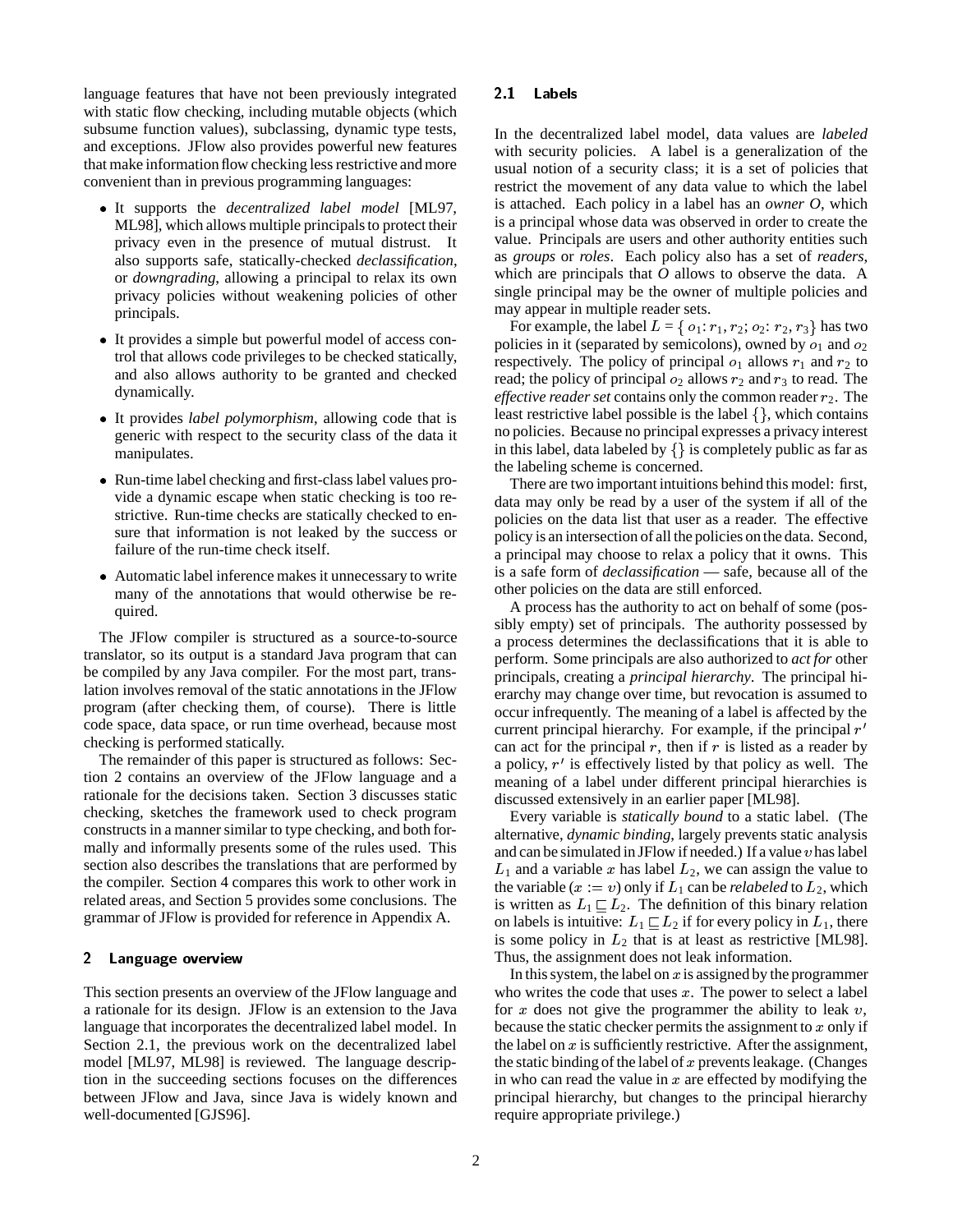language features that have not been previously integrated with static flow checking, including mutable objects (which subsume function values), subclassing, dynamic type tests, and exceptions. JFlow also provides powerful new features that make information flow checking less restrictive and more convenient than in previous programming languages:

- It supports the *decentralized label model* [ML97, ML98], which allows multiple principals to protect their privacy even in the presence of mutual distrust. It also supports safe, statically-checked *declassification*, or *downgrading*, allowing a principal to relax its own privacy policies without weakening policies of other principals.
- It provides a simple but powerful model of access control that allows code privileges to be checked statically, and also allows authority to be granted and checked dynamically.
- It provides *label polymorphism*, allowing code that is generic with respect to the security class of the data it manipulates.
- Run-time label checking and first-class label values provide a dynamic escape when static checking is too restrictive. Run-time checks are statically checked to ensure that information is not leaked by the success or failure of the run-time check itself.
- Automatic label inference makes it unnecessary to write many of the annotations that would otherwise be required.

The JFlow compiler is structured as a source-to-source translator, so its output is a standard Java program that can be compiled by any Java compiler. For the most part, translation involves removal of the static annotations in the JFlow program (after checking them, of course). There is little code space, data space, or run time overhead, because most checking is performed statically.

The remainder of this paper is structured as follows: Section 2 contains an overview of the JFlow language and a rationale for the decisions taken. Section 3 discusses static checking, sketches the framework used to check program constructs in a manner similar to type checking, and both formally and informally presents some of the rules used. This section also describes the translations that are performed by the compiler. Section 4 compares this work to other work in related areas, and Section 5 provides some conclusions. The grammar of JFlow is provided for reference in Appendix A.

## 2 Language overview

This section presents an overview of the JFlow language and a rationale for its design. JFlow is an extension to the Java language that incorporates the decentralized label model. In Section 2.1, the previous work on the decentralized label model [ML97, ML98] is reviewed. The language description in the succeeding sections focuses on the differences between JFlow and Java, since Java is widely known and well-documented [GJS96].

### 2.1 Labels

In the decentralized label model, data values are *labeled* with security policies. A label is a generalization of the usual notion of a security class; it is a set of policies that restrict the movement of any data value to which the label is attached. Each policy in a label has an *owner O*, which is a principal whose data was observed in order to create the value. Principals are users and other authority entities such as *groups* or *roles*. Each policy also has a set of *readers*, which are principals that *O* allows to observe the data. A single principal may be the owner of multiple policies and may appear in multiple reader sets.

For example, the label $L = \{\, o_1\colon r_1, r_2;\ o_2\colon r_2, r_3\}$ has two policies in it (separated by semicolons), owned by $o_1$ and $o_2$ respectively. The policy of principal $o_1$ allows $r_1$ and $r_2$ to read; the policy of principal $o_2$ allows $r_2$ and $r_3$ to read. The *effective reader set* contains only the common reader $r_2$. The least restrictive label possible is the label $\{\}$, which contains no policies. Because no principal expresses a privacy interest in this label, data labeled by $\{\}$ is completely public as far as the labeling scheme is concerned.

There are two important intuitions behind this model: first, data may only be read by a user of the system if all of the policies on the data list that user as a reader. The effective policy is an intersection of all the policies on the data. Second, a principal may choose to relax a policy that it owns. This is a safe form of *declassification* — safe, because all of the other policies on the data are still enforced.

A process has the authority to act on behalf of some (possibly empty) set of principals. The authority possessed by a process determines the declassifications that it is able to perform. Some principals are also authorized to *act for* other principals, creating a *principal hierarchy*. The principal hierarchy may change over time, but revocation is assumed to occur infrequently. The meaning of a label is affected by the current principal hierarchy. For example, if the principal $r'$ can act for the principal $r$, then if $r$ is listed as a reader by a policy, $r'$ is effectively listed by that policy as well. The meaning of a label under different principal hierarchies is discussed extensively in an earlier paper [ML98].

Every variable is *statically bound* to a static label. (The alternative, *dynamic binding*, largely prevents static analysis and can be simulated in JFlow if needed.) If a value $v$ has label $L_1$ and a variable $x$ has label $L_2$, we can assign the value to the variable ($x := v$) only if $L_1$ can be *relabeled* to $L_2$, which is written as $L_1 \sqsubseteq L_2$. The definition of this binary relation on labels is intuitive: $L_1 \sqsubseteq L_2$ if for every policy in $L_1$, there is some policy in $L_2$ that is at least as restrictive [ML98]. Thus, the assignment does not leak information.

In this system, the label on $x$ is assigned by the programmer who writes the code that uses $x$. The power to select a label for $x$ does not give the programmer the ability to leak $v$, because the static checker permits the assignment to $x$ only if the label on $x$ is sufficiently restrictive. After the assignment, the static binding of the label of $x$ prevents leakage. (Changes in who can read the value in $x$ are effected by modifying the principal hierarchy, but changes to the principal hierarchy require appropriate privilege.)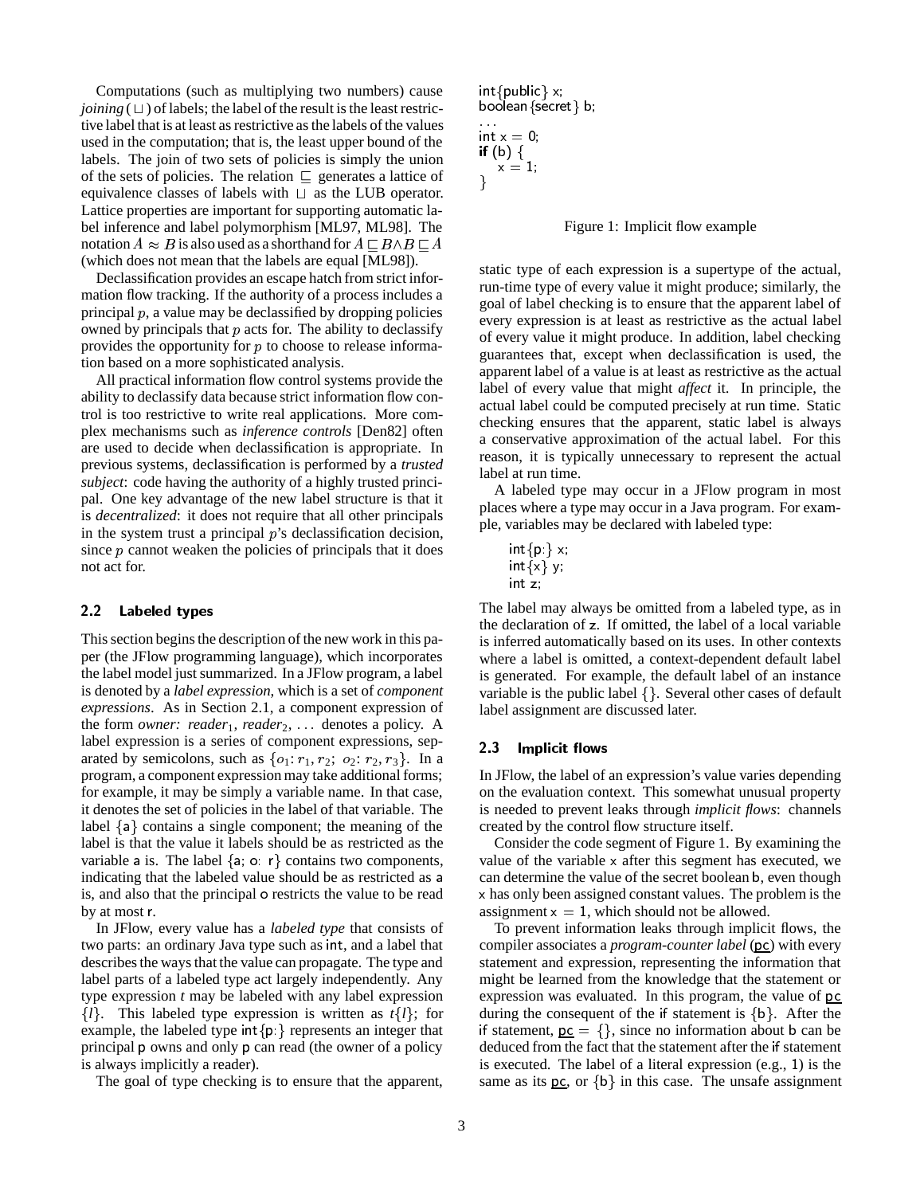Computations (such as multiplying two numbers) cause *joining* ($\sqcup$) of labels; the label of the result is the least restrictive label that is at least as restrictive as the labels of the values used in the computation; that is, the least upper bound of the labels. The join of two sets of policies is simply the union of the sets of policies. The relation $\sqsubseteq$ generates a lattice of equivalence classes of labels with $\sqcup$ as the LUB operator. Lattice properties are important for supporting automatic label inference and label polymorphism [ML97, ML98]. The notation $A \approx B$ is also used as a shorthand for $A \sqsubseteq B \wedge B \sqsubseteq A$ (which does not mean that the labels are equal [ML98]).

Declassification provides an escape hatch from strict information flow tracking. If the authority of a process includes a principal $p$, a value may be declassified by dropping policies owned by principals that $p$ acts for. The ability to declassify provides the opportunity for $p$ to choose to release information based on a more sophisticated analysis.

All practical information flow control systems provide the ability to declassify data because strict information flow control is too restrictive to write real applications. More complex mechanisms such as *inference controls* [Den82] often are used to decide when declassification is appropriate. In previous systems, declassification is performed by a *trusted subject*: code having the authority of a highly trusted principal. One key advantage of the new label structure is that it is *decentralized*: it does not require that all other principals in the system trust a principal $p$'s declassification decision, since $p$ cannot weaken the policies of principals that it does not act for.

## 2.2 Labeled types

This section begins the description of the new work in this paper (the JFlow programming language), which incorporates the label model just summarized. In a JFlow program, a label is denoted by a *label expression*, which is a set of *component expressions*. As in Section 2.1, a component expression of the form *owner: reader*$_1$, *reader*$_2$, ... denotes a policy. A label expression is a series of component expressions, separated by semicolons, such as $\{o_1\colon r_1, r_2;\ o_2\colon r_2, r_3\}$. In a program, a component expression may take additional forms; for example, it may be simply a variable name. In that case, it denotes the set of policies in the label of that variable. The label {a} contains a single component; the meaning of the label is that the value it labels should be as restricted as the variable a is. The label {a; o: r} contains two components, indicating that the labeled value should be as restricted as a is, and also that the principal o restricts the value to be read by at most r.

In JFlow, every value has a *labeled type* that consists of two parts: an ordinary Java type such as int, and a label that describes the ways that the value can propagate. The type and label parts of a labeled type act largely independently. Any type expression *t* may be labeled with any label expression $\{l\}$. This labeled type expression is written as $t\{l\}$; for example, the labeled type int{p:} represents an integer that principal p owns and only p can read (the owner of a policy is always implicitly a reader).

The goal of type checking is to ensure that the apparent, static type of each expression is a supertype of the actual, run-time type of every value it might produce; similarly, the goal of label checking is to ensure that the apparent label of every expression is at least as restrictive as the actual label of every value it might produce. In addition, label checking guarantees that, except when declassification is used, the apparent label of a value is at least as restrictive as the actual label of every value that might *affect* it. In principle, the actual label could be computed precisely at run time. Static checking ensures that the apparent, static label is always a conservative approximation of the actual label. For this reason, it is typically unnecessary to represent the actual label at run time.

A labeled type may occur in a JFlow program in most places where a type may occur in a Java program. For example, variables may be declared with labeled type:

```
int{p:} x;
int{x} y;
int z;
```

The label may always be omitted from a labeled type, as in the declaration of z. If omitted, the label of a local variable is inferred automatically based on its uses. In other contexts where a label is omitted, a context-dependent default label is generated. For example, the default label of an instance variable is the public label {}. Several other cases of default label assignment are discussed later.

## 2.3 Implicit flows

```
int{public} x;
boolean{secret} b;
...
int x = 0;
if (b) {
    x = 1;
}
```

Figure 1: Implicit flow example

In JFlow, the label of an expression's value varies depending on the evaluation context. This somewhat unusual property is needed to prevent leaks through *implicit flows*: channels created by the control flow structure itself.

Consider the code segment of Figure 1. By examining the value of the variable x after this segment has executed, we can determine the value of the secret boolean b, even though x has only been assigned constant values. The problem is the assignment x = 1, which should not be allowed.

To prevent information leaks through implicit flows, the compiler associates a *program-counter label* (<u>pc</u>) with every statement and expression, representing the information that might be learned from the knowledge that the statement or expression was evaluated. In this program, the value of <u>pc</u> during the consequent of the if statement is {b}. After the if statement, <u>pc</u> = {}, since no information about b can be deduced from the fact that the statement after the if statement is executed. The label of a literal expression (e.g., 1) is the same as its <u>pc</u>, or {b} in this case. The unsafe assignment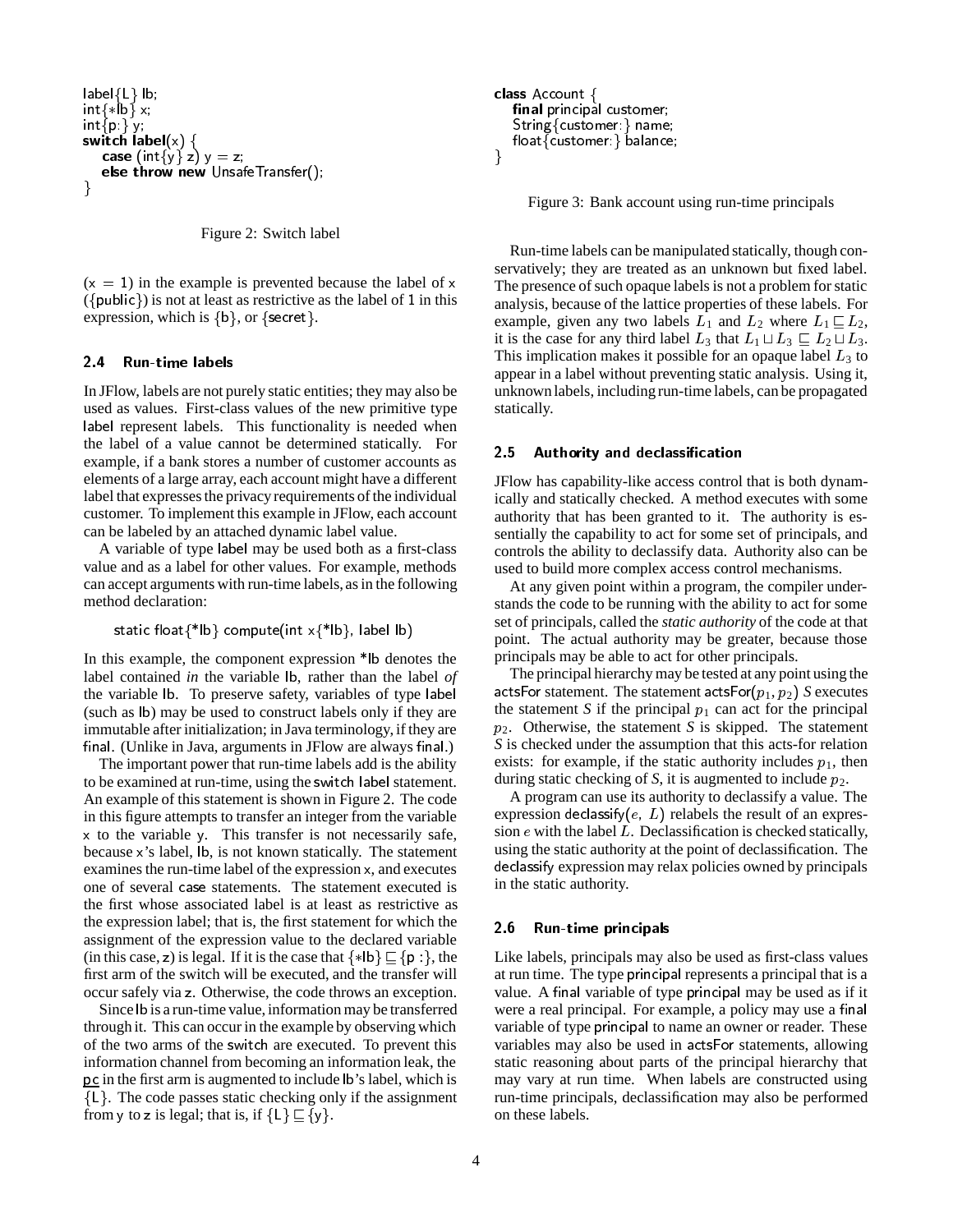```
label{L} lb;
int{*lb} x;
int{p:} y;
switch label(x) {
    case (int{y} z) y = z;
    else throw new UnsafeTransfer();
}
```

Figure 2: Switch label

(x = 1) in the example is prevented because the label of x ({public}) is not at least as restrictive as the label of 1 in this expression, which is {b}, or {secret}.

### 2.4 Run-time labels

In JFlow, labels are not purely static entities; they may also be used as values. First-class values of the new primitive type label represent labels. This functionality is needed when the label of a value cannot be determined statically. For example, if a bank stores a number of customer accounts as elements of a large array, each account might have a different label that expresses the privacy requirements of the individual customer. To implement this example in JFlow, each account can be labeled by an attached dynamic label value.

A variable of type label may be used both as a first-class value and as a label for other values. For example, methods can accept arguments with run-time labels, as in the following method declaration:

```
static float{*lb} compute(int x{*lb}, label lb)
```

In this example, the component expression *lb denotes the label contained *in* the variable lb, rather than the label *of* the variable lb. To preserve safety, variables of type label (such as lb) may be used to construct labels only if they are immutable after initialization; in Java terminology, if they are final. (Unlike in Java, arguments in JFlow are always final.)

The important power that run-time labels add is the ability to be examined at run-time, using the switch label statement. An example of this statement is shown in Figure 2. The code in this figure attempts to transfer an integer from the variable x to the variable y. This transfer is not necessarily safe, because x's label, lb, is not known statically. The statement examines the run-time label of the expression x, and executes one of several case statements. The statement executed is the first whose associated label is at least as restrictive as the expression label; that is, the first statement for which the assignment of the expression value to the declared variable (in this case, z) is legal. If it is the case that $\{*lb\} \sqsubseteq \{p:\}$, the first arm of the switch will be executed, and the transfer will occur safely via z. Otherwise, the code throws an exception.

Since lb is a run-time value, information may be transferred through it. This can occur in the example by observing which of the two arms of the switch are executed. To prevent this information channel from becoming an information leak, the pc in the first arm is augmented to include lb's label, which is {L}. The code passes static checking only if the assignment from y to z is legal; that is, if $\{L\} \sqsubseteq \{y\}$.

```
class Account {
    final principal customer;
    String{customer:} name;
    float{customer:} balance;
}
```

Figure 3: Bank account using run-time principals

Run-time labels can be manipulated statically, though conservatively; they are treated as an unknown but fixed label. The presence of such opaque labels is not a problem for static analysis, because of the lattice properties of these labels. For example, given any two labels $L_1$ and $L_2$ where $L_1 \sqsubseteq L_2$, it is the case for any third label $L_3$ that $L_1 \sqcup L_3 \sqsubseteq L_2 \sqcup L_3$. This implication makes it possible for an opaque label $L_3$ to appear in a label without preventing static analysis. Using it, unknown labels, including run-time labels, can be propagated statically.

### 2.5 Authority and declassification

JFlow has capability-like access control that is both dynamically and statically checked. A method executes with some authority that has been granted to it. The authority is essentially the capability to act for some set of principals, and controls the ability to declassify data. Authority also can be used to build more complex access control mechanisms.

At any given point within a program, the compiler understands the code to be running with the ability to act for some set of principals, called the *static authority* of the code at that point. The actual authority may be greater, because those principals may be able to act for other principals.

The principal hierarchy may be tested at any point using the actsFor statement. The statement actsFor($p_1, p_2$) *S* executes the statement *S* if the principal $p_1$ can act for the principal $p_2$. Otherwise, the statement *S* is skipped. The statement *S* is checked under the assumption that this acts-for relation exists: for example, if the static authority includes $p_1$, then during static checking of *S*, it is augmented to include $p_2$.

A program can use its authority to declassify a value. The expression declassify($e$, $L$) relabels the result of an expression $e$ with the label $L$. Declassification is checked statically, using the static authority at the point of declassification. The declassify expression may relax policies owned by principals in the static authority.

### 2.6 Run-time principals

Like labels, principals may also be used as first-class values at run time. The type principal represents a principal that is a value. A final variable of type principal may be used as if it were a real principal. For example, a policy may use a final variable of type principal to name an owner or reader. These variables may also be used in actsFor statements, allowing static reasoning about parts of the principal hierarchy that may vary at run time. When labels are constructed using run-time principals, declassification may also be performed on these labels.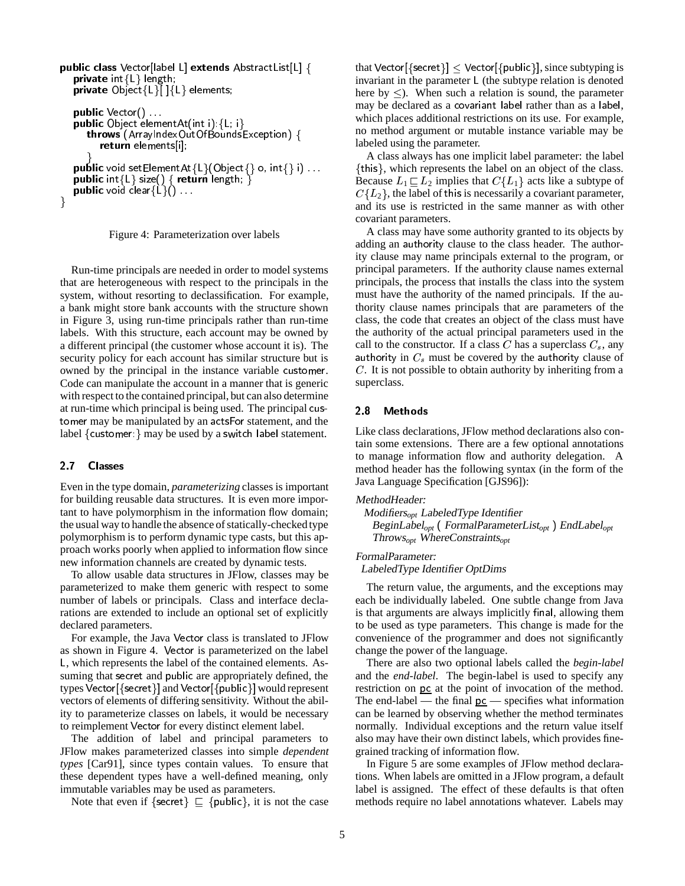```
public class Vector[label L] extends AbstractList[L] {
    private int{L} length;
    private Object{L}[ ]{L} elements;

    public Vector() ...
    public Object elementAt(int i):{L; i}
        throws (ArrayIndexOutOfBoundsException) {
            return elements[i];
        }
    public void setElementAt{L}(Object{} o, int{} i) ...
    public int{L} size() { return length; }
    public void clear{L}() ...
}
```

Figure 4: Parameterization over labels

Run-time principals are needed in order to model systems that are heterogeneous with respect to the principals in the system, without resorting to declassification. For example, a bank might store bank accounts with the structure shown in Figure 3, using run-time principals rather than run-time labels. With this structure, each account may be owned by a different principal (the customer whose account it is). The security policy for each account has similar structure but is owned by the principal in the instance variable customer. Code can manipulate the account in a manner that is generic with respect to the contained principal, but can also determine at run-time which principal is being used. The principal customer may be manipulated by an actsFor statement, and the label {customer:} may be used by a switch label statement.

### 2.7 Classes

Even in the type domain, *parameterizing* classes is important for building reusable data structures. It is even more important to have polymorphism in the information flow domain; the usual way to handle the absence of statically-checked type polymorphism is to perform dynamic type casts, but this approach works poorly when applied to information flow since new information channels are created by dynamic tests.

To allow usable data structures in JFlow, classes may be parameterized to make them generic with respect to some number of labels or principals. Class and interface declarations are extended to include an optional set of explicitly declared parameters.

For example, the Java Vector class is translated to JFlow as shown in Figure 4. Vector is parameterized on the label L, which represents the label of the contained elements. Assuming that secret and public are appropriately defined, the types Vector[{secret}] and Vector[{public}] would represent vectors of elements of differing sensitivity. Without the ability to parameterize classes on labels, it would be necessary to reimplement Vector for every distinct element label.

The addition of label and principal parameters to JFlow makes parameterized classes into simple *dependent types* [Car91], since types contain values. To ensure that these dependent types have a well-defined meaning, only immutable variables may be used as parameters.

Note that even if $\{\text{secret}\} \sqsubseteq \{\text{public}\}$, it is not the case that $\text{Vector}[\{\text{secret}\}] \leq \text{Vector}[\{\text{public}\}]$, since subtyping is invariant in the parameter L (the subtype relation is denoted here by $\leq$). When such a relation is sound, the parameter may be declared as a covariant label rather than as a label, which places additional restrictions on its use. For example, no method argument or mutable instance variable may be labeled using the parameter.

A class always has one implicit label parameter: the label {this}, which represents the label on an object of the class. Because $L_1 \sqsubseteq L_2$ implies that $C\{L_1\}$ acts like a subtype of $C\{L_2\}$, the label of this is necessarily a covariant parameter, and its use is restricted in the same manner as with other covariant parameters.

A class may have some authority granted to its objects by adding an authority clause to the class header. The authority clause may name principals external to the program, or principal parameters. If the authority clause names external principals, the process that installs the class into the system must have the authority of the named principals. If the authority clause names principals that are parameters of the class, the code that creates an object of the class must have the authority of the actual principal parameters used in the call to the constructor. If a class $C$ has a superclass $C_s$, any authority in $C_s$ must be covered by the authority clause of $C$. It is not possible to obtain authority by inheriting from a superclass.

### 2.8 Methods

Like class declarations, JFlow method declarations also contain some extensions. There are a few optional annotations to manage information flow and authority delegation. A method header has the following syntax (in the form of the Java Language Specification [GJS96]):

*MethodHeader:*
  *Modifiers*$_{opt}$ *LabeledType Identifier*
    *BeginLabel*$_{opt}$ ( *FormalParameterList*$_{opt}$ ) *EndLabel*$_{opt}$
    *Throws*$_{opt}$ *WhereConstraints*$_{opt}$

*FormalParameter:*
  *LabeledType Identifier OptDims*

The return value, the arguments, and the exceptions may each be individually labeled. One subtle change from Java is that arguments are always implicitly final, allowing them to be used as type parameters. This change is made for the convenience of the programmer and does not significantly change the power of the language.

There are also two optional labels called the *begin-label* and the *end-label*. The begin-label is used to specify any restriction on pc at the point of invocation of the method. The end-label — the final pc — specifies what information can be learned by observing whether the method terminates normally. Individual exceptions and the return value itself also may have their own distinct labels, which provides fine-grained tracking of information flow.

In Figure 5 are some examples of JFlow method declarations. When labels are omitted in a JFlow program, a default label is assigned. The effect of these defaults is that often methods require no label annotations whatever. Labels may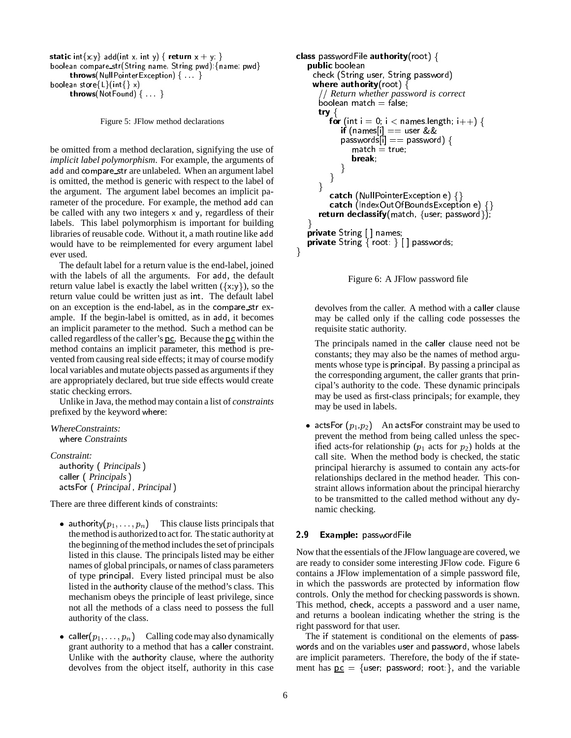```
static int{x;y} add(int x, int y) { return x + y; }
boolean compare_str(String name, String pwd):{name; pwd}
      throws(NullPointerException) { ... }
boolean store{L}(int{} x)
      throws(NotFound) { ... }
```

Figure 5: JFlow method declarations

be omitted from a method declaration, signifying the use of *implicit label polymorphism*. For example, the arguments of add and compare_str are unlabeled. When an argument label is omitted, the method is generic with respect to the label of the argument. The argument label becomes an implicit parameter of the procedure. For example, the method add can be called with any two integers x and y, regardless of their labels. This label polymorphism is important for building libraries of reusable code. Without it, a math routine like add would have to be reimplemented for every argument label ever used.

The default label for a return value is the end-label, joined with the labels of all the arguments. For add, the default return value label is exactly the label written ({x;y}), so the return value could be written just as int. The default label on an exception is the end-label, as in the compare_str example. If the begin-label is omitted, as in add, it becomes an implicit parameter to the method. Such a method can be called regardless of the caller's pc. Because the pc within the method contains an implicit parameter, this method is prevented from causing real side effects; it may of course modify local variables and mutate objects passed as arguments if they are appropriately declared, but true side effects would create static checking errors.

Unlike in Java, the method may contain a list of *constraints* prefixed by the keyword where:

*WhereConstraints:*
  where *Constraints*

*Constraint:*
  authority ( *Principals* )
  caller ( *Principals* )
  actsFor ( *Principal* , *Principal* )

There are three different kinds of constraints:

- authority($p_1, \ldots, p_n$) This clause lists principals that the method is authorized to act for. The static authority at the beginning of the method includes the set of principals listed in this clause. The principals listed may be either names of global principals, or names of class parameters of type principal. Every listed principal must be also listed in the authority clause of the method's class. This mechanism obeys the principle of least privilege, since not all the methods of a class need to possess the full authority of the class.

- caller($p_1, \ldots, p_n$) Calling code may also dynamically grant authority to a method that has a caller constraint. Unlike with the authority clause, where the authority devolves from the object itself, authority in this case devolves from the caller. A method with a caller clause may be called only if the calling code possesses the requisite static authority.

  The principals named in the caller clause need not be constants; they may also be the names of method arguments whose type is principal. By passing a principal as the corresponding argument, the caller grants that principal's authority to the code. These dynamic principals may be used as first-class principals; for example, they may be used in labels.

- actsFor ($p_1$,$p_2$) An actsFor constraint may be used to prevent the method from being called unless the specified acts-for relationship ($p_1$ acts for $p_2$) holds at the call site. When the method body is checked, the static principal hierarchy is assumed to contain any acts-for relationships declared in the method header. This constraint allows information about the principal hierarchy to be transmitted to the called method without any dynamic checking.

```
class passwordFile authority(root) {
   public boolean
     check (String user, String password)
     where authority(root) {
       // Return whether password is correct
       boolean match = false;
       try {
          for (int i = 0; i < names.length; i++) {
             if (names[i] == user &&
                 passwords[i] == password) {
                    match = true;
                    break;
             }
          }
       }
          catch (NullPointerException e) {}
          catch (IndexOutOfBoundsException e) {}
       return declassify(match, {user; password});
   }
   private String [ ] names;
   private String { root: } [ ] passwords;
}
```

Figure 6: A JFlow password file

### 2.9 Example: passwordFile

Now that the essentials of the JFlow language are covered, we are ready to consider some interesting JFlow code. Figure 6 contains a JFlow implementation of a simple password file, in which the passwords are protected by information flow controls. Only the method for checking passwords is shown. This method, check, accepts a password and a user name, and returns a boolean indicating whether the string is the right password for that user.

The if statement is conditional on the elements of passwords and on the variables user and password, whose labels are implicit parameters. Therefore, the body of the if statement has pc = {user; password; root:}, and the variable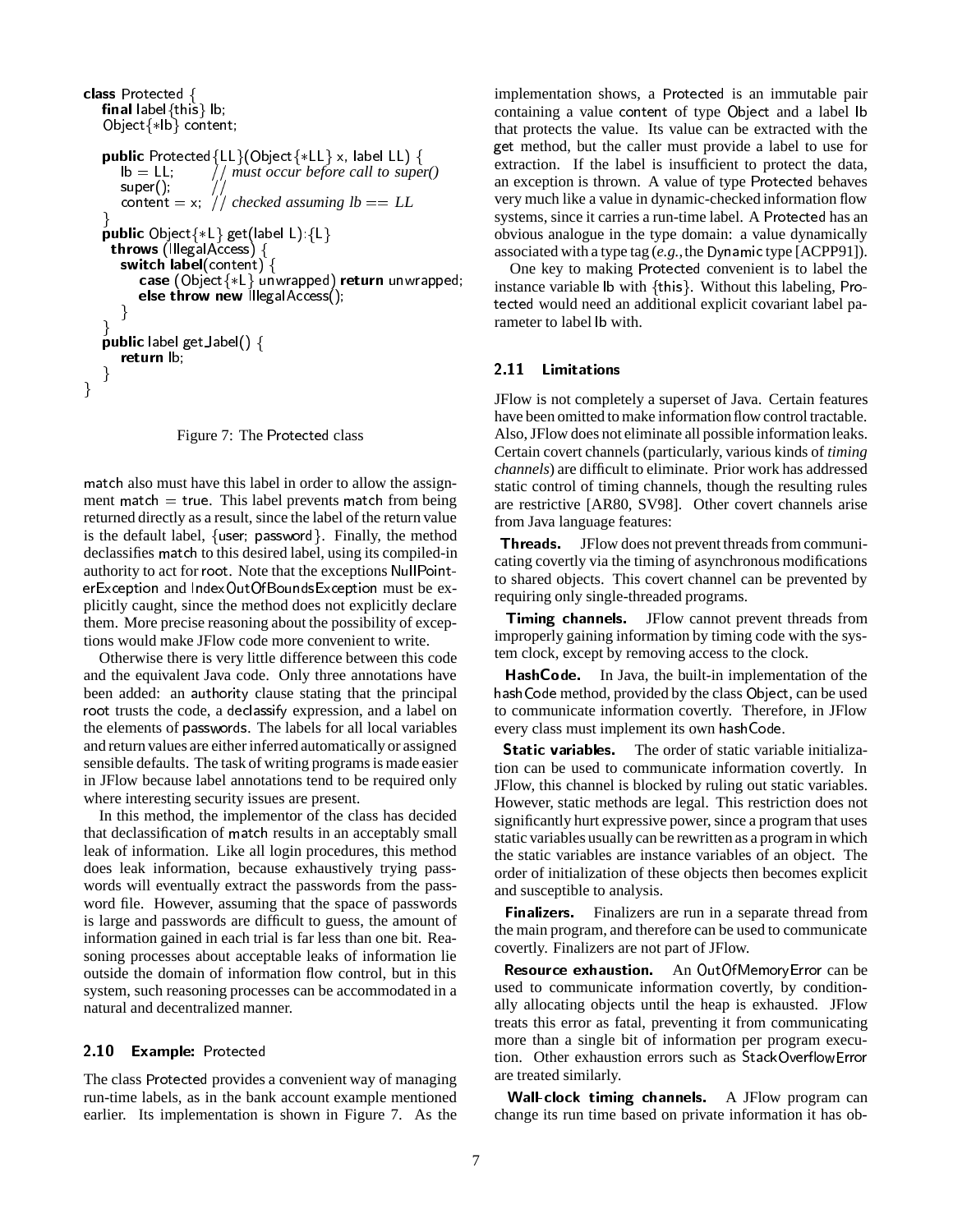```
class Protected {
   final label{this} lb;
   Object{*lb} content;

   public Protected{LL}(Object{*LL} x, label LL) {
      lb = LL;        // must occur before call to super()
      super();        //
      content = x;  // checked assuming lb == LL
   }
   public Object{*L} get(label L):{L}
    throws (IllegalAccess) {
      switch label(content) {
         case (Object{*L} unwrapped) return unwrapped;
         else throw new IllegalAccess();
      }
   }
   public label get_label() {
      return lb;
   }
}
```

Figure 7: The Protected class

match also must have this label in order to allow the assignment match = true. This label prevents match from being returned directly as a result, since the label of the return value is the default label, {user; password}. Finally, the method declassifies match to this desired label, using its compiled-in authority to act for root. Note that the exceptions NullPointerException and IndexOutOfBoundsException must be explicitly caught, since the method does not explicitly declare them. More precise reasoning about the possibility of exceptions would make JFlow code more convenient to write.

Otherwise there is very little difference between this code and the equivalent Java code. Only three annotations have been added: an authority clause stating that the principal root trusts the code, a declassify expression, and a label on the elements of passwords. The labels for all local variables and return values are either inferred automatically or assigned sensible defaults. The task of writing programs is made easier in JFlow because label annotations tend to be required only where interesting security issues are present.

In this method, the implementor of the class has decided that declassification of match results in an acceptably small leak of information. Like all login procedures, this method does leak information, because exhaustively trying passwords will eventually extract the passwords from the password file. However, assuming that the space of passwords is large and passwords are difficult to guess, the amount of information gained in each trial is far less than one bit. Reasoning processes about acceptable leaks of information lie outside the domain of information flow control, but in this system, such reasoning processes can be accommodated in a natural and decentralized manner.

### 2.10 Example: Protected

The class Protected provides a convenient way of managing run-time labels, as in the bank account example mentioned earlier. Its implementation is shown in Figure 7. As the implementation shows, a Protected is an immutable pair containing a value content of type Object and a label lb that protects the value. Its value can be extracted with the get method, but the caller must provide a label to use for extraction. If the label is insufficient to protect the data, an exception is thrown. A value of type Protected behaves very much like a value in dynamic-checked information flow systems, since it carries a run-time label. A Protected has an obvious analogue in the type domain: a value dynamically associated with a type tag (*e.g.*, the Dynamic type [ACPP91]).

One key to making Protected convenient is to label the instance variable lb with {this}. Without this labeling, Protected would need an additional explicit covariant label parameter to label lb with.

### 2.11 Limitations

JFlow is not completely a superset of Java. Certain features have been omitted to make information flow control tractable. Also, JFlow does not eliminate all possible information leaks. Certain covert channels (particularly, various kinds of *timing channels*) are difficult to eliminate. Prior work has addressed static control of timing channels, though the resulting rules are restrictive [AR80, SV98]. Other covert channels arise from Java language features:

**Threads.** JFlow does not prevent threads from communicating covertly via the timing of asynchronous modifications to shared objects. This covert channel can be prevented by requiring only single-threaded programs.

**Timing channels.** JFlow cannot prevent threads from improperly gaining information by timing code with the system clock, except by removing access to the clock.

**HashCode.** In Java, the built-in implementation of the hashCode method, provided by the class Object, can be used to communicate information covertly. Therefore, in JFlow every class must implement its own hashCode.

**Static variables.** The order of static variable initialization can be used to communicate information covertly. In JFlow, this channel is blocked by ruling out static variables. However, static methods are legal. This restriction does not significantly hurt expressive power, since a program that uses static variables usually can be rewritten as a program in which the static variables are instance variables of an object. The order of initialization of these objects then becomes explicit and susceptible to analysis.

**Finalizers.** Finalizers are run in a separate thread from the main program, and therefore can be used to communicate covertly. Finalizers are not part of JFlow.

**Resource exhaustion.** An OutOfMemoryError can be used to communicate information covertly, by conditionally allocating objects until the heap is exhausted. JFlow treats this error as fatal, preventing it from communicating more than a single bit of information per program execution. Other exhaustion errors such as StackOverflowError are treated similarly.

**Wall-clock timing channels.** A JFlow program can change its run time based on private information it has ob-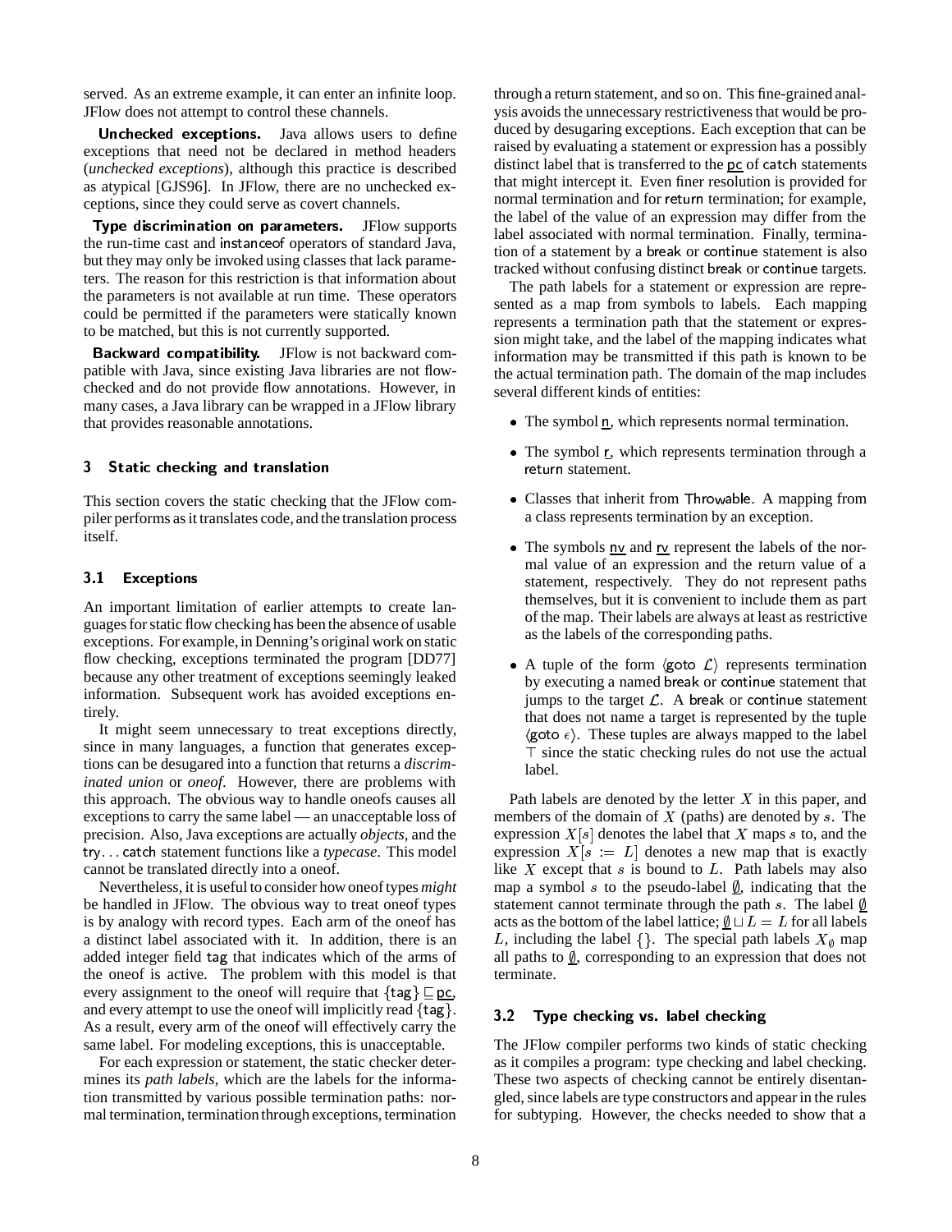served. As an extreme example, it can enter an infinite loop. JFlow does not attempt to control these channels.

**Unchecked exceptions.** Java allows users to define exceptions that need not be declared in method headers (*unchecked exceptions*), although this practice is described as atypical [GJS96]. In JFlow, there are no unchecked exceptions, since they could serve as covert channels.

**Type discrimination on parameters.** JFlow supports the run-time cast and instanceof operators of standard Java, but they may only be invoked using classes that lack parameters. The reason for this restriction is that information about the parameters is not available at run time. These operators could be permitted if the parameters were statically known to be matched, but this is not currently supported.

**Backward compatibility.** JFlow is not backward compatible with Java, since existing Java libraries are not flow-checked and do not provide flow annotations. However, in many cases, a Java library can be wrapped in a JFlow library that provides reasonable annotations.

## 3 Static checking and translation

This section covers the static checking that the JFlow compiler performs as it translates code, and the translation process itself.

### 3.1 Exceptions

An important limitation of earlier attempts to create languages for static flow checking has been the absence of usable exceptions. For example, in Denning's original work on static flow checking, exceptions terminated the program [DD77] because any other treatment of exceptions seemingly leaked information. Subsequent work has avoided exceptions entirely.

It might seem unnecessary to treat exceptions directly, since in many languages, a function that generates exceptions can be desugared into a function that returns a *discriminated union* or *oneof*. However, there are problems with this approach. The obvious way to handle oneofs causes all exceptions to carry the same label — an unacceptable loss of precision. Also, Java exceptions are actually *objects*, and the try. . . catch statement functions like a *typecase*. This model cannot be translated directly into a oneof.

Nevertheless, it is useful to consider how oneof types *might* be handled in JFlow. The obvious way to treat oneof types is by analogy with record types. Each arm of the oneof has a distinct label associated with it. In addition, there is an added integer field tag that indicates which of the arms of the oneof is active. The problem with this model is that every assignment to the oneof will require that $\{\mathsf{tag}\} \sqsubseteq \underline{\mathsf{pc}}$, and every attempt to use the oneof will implicitly read $\{\mathsf{tag}\}$. As a result, every arm of the oneof will effectively carry the same label. For modeling exceptions, this is unacceptable.

For each expression or statement, the static checker determines its *path labels*, which are the labels for the information transmitted by various possible termination paths: normal termination, termination through exceptions, termination through a return statement, and so on. This fine-grained analysis avoids the unnecessary restrictiveness that would be produced by desugaring exceptions. Each exception that can be raised by evaluating a statement or expression has a possibly distinct label that is transferred to the $\underline{\mathsf{pc}}$ of catch statements that might intercept it. Even finer resolution is provided for normal termination and for return termination; for example, the label of the value of an expression may differ from the label associated with normal termination. Finally, termination of a statement by a break or continue statement is also tracked without confusing distinct break or continue targets.

The path labels for a statement or expression are represented as a map from symbols to labels. Each mapping represents a termination path that the statement or expression might take, and the label of the mapping indicates what information may be transmitted if this path is known to be the actual termination path. The domain of the map includes several different kinds of entities:

- The symbol $\underline{\mathsf{n}}$, which represents normal termination.
- The symbol $\underline{\mathsf{r}}$, which represents termination through a return statement.
- Classes that inherit from Throwable. A mapping from a class represents termination by an exception.
- The symbols $\underline{\mathsf{nv}}$ and $\underline{\mathsf{rv}}$ represent the labels of the normal value of an expression and the return value of a statement, respectively. They do not represent paths themselves, but it is convenient to include them as part of the map. Their labels are always at least as restrictive as the labels of the corresponding paths.
- A tuple of the form $\langle \mathsf{goto}\ \mathcal{L} \rangle$ represents termination by executing a named break or continue statement that jumps to the target $\mathcal{L}$. A break or continue statement that does not name a target is represented by the tuple $\langle \mathsf{goto}\ \epsilon \rangle$. These tuples are always mapped to the label $\top$ since the static checking rules do not use the actual label.

Path labels are denoted by the letter $X$ in this paper, and members of the domain of $X$ (paths) are denoted by $s$. The expression $X[s]$ denotes the label that $X$ maps $s$ to, and the expression $X[s := L]$ denotes a new map that is exactly like $X$ except that $s$ is bound to $L$. Path labels may also map a symbol $s$ to the pseudo-label $\underline{\emptyset}$, indicating that the statement cannot terminate through the path $s$. The label $\underline{\emptyset}$ acts as the bottom of the label lattice; $\underline{\emptyset} \sqcup L = L$ for all labels $L$, including the label $\{\}$. The special path labels $X_\emptyset$ map all paths to $\underline{\emptyset}$, corresponding to an expression that does not terminate.

### 3.2 Type checking vs. label checking

The JFlow compiler performs two kinds of static checking as it compiles a program: type checking and label checking. These two aspects of checking cannot be entirely disentangled, since labels are type constructors and appear in the rules for subtyping. However, the checks needed to show that a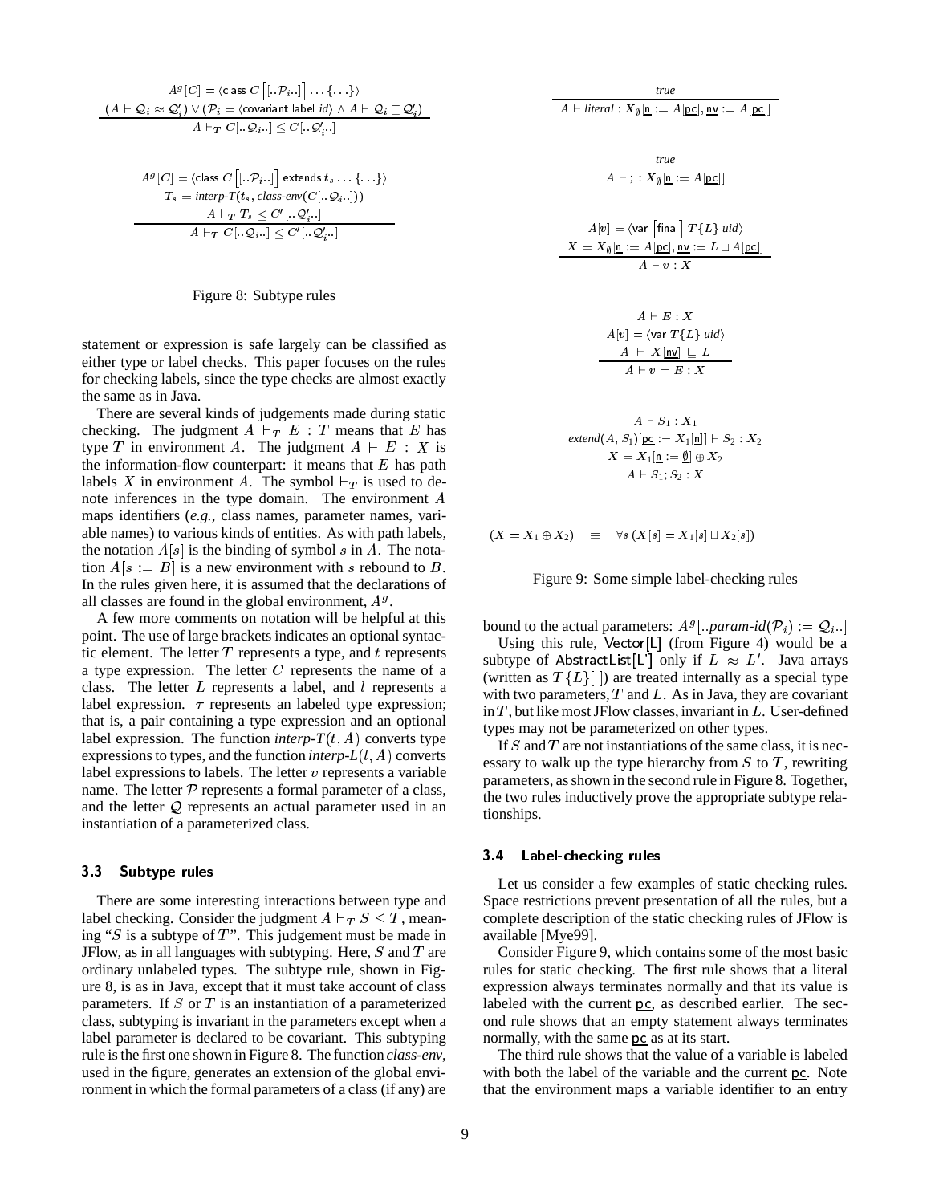$$\frac{A^g[C] = \langle \text{class } C \left[[..\mathcal{P}_i..]\right] \ldots \{\ldots\}\rangle \quad (A \vdash \mathcal{Q}_i \approx \mathcal{Q}'_i) \vee (\mathcal{P}_i = \langle \text{covariant label } id \rangle \wedge A \vdash \mathcal{Q}_i \sqsubseteq \mathcal{Q}'_i)}{A \vdash_T C[..\mathcal{Q}_i..] \leq C[..\mathcal{Q}'_i..]}$$

$$\frac{\begin{array}{c} A^g[C] = \langle \text{class } C \left[[..\mathcal{P}_i..]\right] \text{ extends } t_s \ldots \{\ldots\}\rangle \\ T_s = \textit{interp-T}(t_s, \textit{class-env}(C[..\mathcal{Q}_i..])) \\ A \vdash_T T_s \leq C'[..\mathcal{Q}'_i..] \end{array}}{A \vdash_T C[..\mathcal{Q}_i..] \leq C'[..\mathcal{Q}'_i..]}$$

Figure 8: Subtype rules

statement or expression is safe largely can be classified as either type or label checks. This paper focuses on the rules for checking labels, since the type checks are almost exactly the same as in Java.

There are several kinds of judgements made during static checking. The judgment $A \vdash_T E : T$ means that $E$ has type $T$ in environment $A$. The judgment $A \vdash E : X$ is the information-flow counterpart: it means that $E$ has path labels $X$ in environment $A$. The symbol $\vdash_T$ is used to denote inferences in the type domain. The environment $A$ maps identifiers (*e.g.*, class names, parameter names, variable names) to various kinds of entities. As with path labels, the notation $A[s]$ is the binding of symbol $s$ in $A$. The notation $A[s := B]$ is a new environment with $s$ rebound to $B$. In the rules given here, it is assumed that the declarations of all classes are found in the global environment, $A^g$.

A few more comments on notation will be helpful at this point. The use of large brackets indicates an optional syntactic element. The letter $T$ represents a type, and $t$ represents a type expression. The letter $C$ represents the name of a class. The letter $L$ represents a label, and $l$ represents a label expression. $\tau$ represents an labeled type expression; that is, a pair containing a type expression and an optional label expression. The function *interp-T*$(t, A)$ converts type expressions to types, and the function *interp-L*$(l, A)$ converts label expressions to labels. The letter $v$ represents a variable name. The letter $\mathcal{P}$ represents a formal parameter of a class, and the letter $\mathcal{Q}$ represents an actual parameter used in an instantiation of a parameterized class.

### 3.3 Subtype rules

There are some interesting interactions between type and label checking. Consider the judgment $A \vdash_T S \leq T$, meaning "$S$ is a subtype of $T$". This judgement must be made in JFlow, as in all languages with subtyping. Here, $S$ and $T$ are ordinary unlabeled types. The subtype rule, shown in Figure 8, is as in Java, except that it must take account of class parameters. If $S$ or $T$ is an instantiation of a parameterized class, subtyping is invariant in the parameters except when a label parameter is declared to be covariant. This subtyping rule is the first one shown in Figure 8. The function *class-env*, used in the figure, generates an extension of the global environment in which the formal parameters of a class (if any) are bound to the actual parameters: $A^g[..\textit{param-id}(\mathcal{P}_i) := \mathcal{Q}_i..]$

Using this rule, Vector[L] (from Figure 4) would be a subtype of AbstractList[L'] only if $L \approx L'$. Java arrays (written as $T\{L\}[\,]$) are treated internally as a special type with two parameters, $T$ and $L$. As in Java, they are covariant in $T$, but like most JFlow classes, invariant in $L$. User-defined types may not be parameterized on other types.

If $S$ and $T$ are not instantiations of the same class, it is necessary to walk up the type hierarchy from $S$ to $T$, rewriting parameters, as shown in the second rule in Figure 8. Together, the two rules inductively prove the appropriate subtype relationships.

$$\frac{\textit{true}}{A \vdash \textit{literal} : X_\emptyset[\underline{\mathsf{n}} := A[\underline{\mathsf{pc}}], \underline{\mathsf{nv}} := A[\underline{\mathsf{pc}}]]}$$

$$\frac{\textit{true}}{A \vdash ;\ : X_\emptyset[\underline{\mathsf{n}} := A[\underline{\mathsf{pc}}]]}$$

$$\frac{\begin{array}{c} A[v] = \langle \text{var } \left[\text{final}\right] T\{L\}\ uid \rangle \\ X = X_\emptyset[\underline{\mathsf{n}} := A[\underline{\mathsf{pc}}], \underline{\mathsf{nv}} := L \sqcup A[\underline{\mathsf{pc}}]] \end{array}}{A \vdash v : X}$$

$$\frac{\begin{array}{c} A \vdash E : X \\ A[v] = \langle \text{var } T\{L\}\ uid \rangle \\ A \vdash X[\underline{\mathsf{nv}}] \sqsubseteq L \end{array}}{A \vdash v = E : X}$$

$$\frac{\begin{array}{c} A \vdash S_1 : X_1 \\ \textit{extend}(A, S_1)[\underline{\mathsf{pc}} := X_1[\underline{\mathsf{n}}]] \vdash S_2 : X_2 \\ X = X_1[\underline{\mathsf{n}} := \underline{\emptyset}] \oplus X_2 \end{array}}{A \vdash S_1; S_2 : X}$$

$$(X = X_1 \oplus X_2) \quad \equiv \quad \forall s\ (X[s] = X_1[s] \sqcup X_2[s])$$

Figure 9: Some simple label-checking rules

### 3.4 Label-checking rules

Let us consider a few examples of static checking rules. Space restrictions prevent presentation of all the rules, but a complete description of the static checking rules of JFlow is available [Mye99].

Consider Figure 9, which contains some of the most basic rules for static checking. The first rule shows that a literal expression always terminates normally and that its value is labeled with the current $\underline{\mathsf{pc}}$, as described earlier. The second rule shows that an empty statement always terminates normally, with the same $\underline{\mathsf{pc}}$ as at its start.

The third rule shows that the value of a variable is labeled with both the label of the variable and the current $\underline{\mathsf{pc}}$. Note that the environment maps a variable identifier to an entry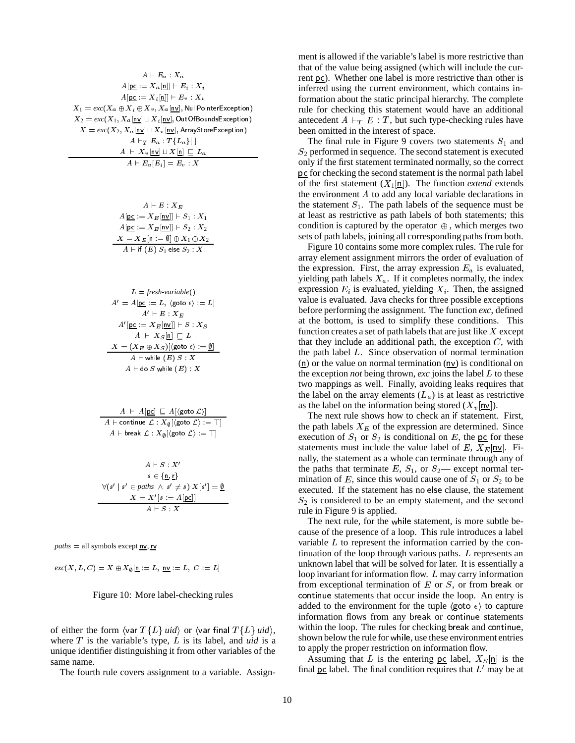$$
\frac{\begin{array}{c}
A \vdash E_a : X_a \\
A[\underline{\text{pc}} := X_a[\underline{\text{n}}]] \vdash E_i : X_i \\
A[\underline{\text{pc}} := X_i[\underline{\text{n}}]] \vdash E_v : X_v \\
X_1 = exc(X_a \oplus X_i \oplus X_v, X_a[\underline{\text{nv}}], \text{NullPointerException}) \\
X_2 = exc(X_1, X_a[\underline{\text{nv}}] \sqcup X_i[\underline{\text{nv}}], \text{OutOfBoundsException}) \\
X = exc(X_2, X_a[\underline{\text{nv}}] \sqcup X_v[\underline{\text{nv}}], \text{ArrayStoreException}) \\
A \vdash_T E_a : T\{L_a\}[\,] \\
A \vdash X_v[\underline{\text{nv}}] \sqcup X[\underline{\text{n}}] \sqsubseteq L_a
\end{array}}{A \vdash E_a[E_i] = E_v : X}
$$

$$
\frac{\begin{array}{c}
A \vdash E : X_E \\
A[\underline{\text{pc}} := X_E[\underline{\text{nv}}]] \vdash S_1 : X_1 \\
A[\underline{\text{pc}} := X_E[\underline{\text{nv}}]] \vdash S_2 : X_2 \\
X = X_E[\underline{\text{n}} := \underline{\emptyset}] \oplus X_1 \oplus X_2
\end{array}}{A \vdash \text{if } (E)\ S_1 \text{ else } S_2 : X}
$$

$$
\frac{\begin{array}{c}
L = \textit{fresh-variable}() \\
A' = A[\underline{\text{pc}} := L,\ \langle \text{goto } \epsilon \rangle := L] \\
A' \vdash E : X_E \\
A'[\underline{\text{pc}} := X_E[\underline{\text{nv}}]] \vdash S : X_S \\
A \vdash X_S[\underline{\text{n}}] \sqsubseteq L \\
X = (X_E \oplus X_S)[\langle \text{goto } \epsilon \rangle := \underline{\emptyset}]
\end{array}}{\begin{array}{c} A \vdash \text{while } (E)\ S : X \\ A \vdash \text{do } S \text{ while } (E) : X \end{array}}
$$

$$
\frac{A \vdash A[\underline{\text{pc}}] \sqsubseteq A[\langle \text{goto } \mathcal{L} \rangle]}{\begin{array}{c} A \vdash \text{continue } \mathcal{L} : X_\emptyset[\langle \text{goto } \mathcal{L} \rangle := \top] \\ A \vdash \text{break } \mathcal{L} : X_\emptyset[\langle \text{goto } \mathcal{L} \rangle := \top] \end{array}}
$$

$$
\frac{\begin{array}{c}
A \vdash S : X' \\
s \in \{\underline{\text{n}}, \underline{\text{r}}\} \\
\forall (s' \mid s' \in \textit{paths} \ \wedge \ s' \neq s)\ X[s'] = \underline{\emptyset} \\
X = X'[s := A[\underline{\text{pc}}]]
\end{array}}{A \vdash S : X}
$$

$\textit{paths}$ = all symbols except $\underline{\text{nv}}$, $\underline{\text{rv}}$

$\textit{exc}(X, L, C) = X \oplus X_\emptyset[\underline{\text{n}} := L,\ \underline{\text{nv}} := L,\ C := L]$

Figure 10: More label-checking rules

of either the form $\langle \text{var } T\{L\}\ \textit{uid} \rangle$ or $\langle \text{var final } T\{L\}\ \textit{uid} \rangle$, where $T$ is the variable's type, $L$ is its label, and *uid* is a unique identifier distinguishing it from other variables of the same name.

The fourth rule covers assignment to a variable. Assignment is allowed if the variable's label is more restrictive than that of the value being assigned (which will include the current $\underline{\text{pc}}$). Whether one label is more restrictive than other is inferred using the current environment, which contains information about the static principal hierarchy. The complete rule for checking this statement would have an additional antecedent $A \vdash_T E : T$, but such type-checking rules have been omitted in the interest of space.

The final rule in Figure 9 covers two statements $S_1$ and $S_2$ performed in sequence. The second statement is executed only if the first statement terminated normally, so the correct $\underline{\text{pc}}$ for checking the second statement is the normal path label of the first statement ($X_1[\underline{\text{n}}]$). The function *extend* extends the environment $A$ to add any local variable declarations in the statement $S_1$. The path labels of the sequence must be at least as restrictive as path labels of both statements; this condition is captured by the operator $\oplus$, which merges two sets of path labels, joining all corresponding paths from both.

Figure 10 contains some more complex rules. The rule for array element assignment mirrors the order of evaluation of the expression. First, the array expression $E_a$ is evaluated, yielding path labels $X_a$. If it completes normally, the index expression $E_i$ is evaluated, yielding $X_i$. Then, the assigned value is evaluated. Java checks for three possible exceptions before performing the assignment. The function *exc*, defined at the bottom, is used to simplify these conditions. This function creates a set of path labels that are just like $X$ except that they include an additional path, the exception $C$, with the path label $L$. Since observation of normal termination ($\underline{\text{n}}$) or the value on normal termination ($\underline{\text{nv}}$) is conditional on the exception *not* being thrown, *exc* joins the label $L$ to these two mappings as well. Finally, avoiding leaks requires that the label on the array elements ($L_a$) is at least as restrictive as the label on the information being stored ($X_v[\underline{\text{nv}}]$).

The next rule shows how to check an if statement. First, the path labels $X_E$ of the expression are determined. Since execution of $S_1$ or $S_2$ is conditional on $E$, the $\underline{\text{pc}}$ for these statements must include the value label of $E$, $X_E[\underline{\text{nv}}]$. Finally, the statement as a whole can terminate through any of the paths that terminate $E$, $S_1$, or $S_2$— except normal termination of $E$, since this would cause one of $S_1$ or $S_2$ to be executed. If the statement has no else clause, the statement $S_2$ is considered to be an empty statement, and the second rule in Figure 9 is applied.

The next rule, for the while statement, is more subtle because of the presence of a loop. This rule introduces a label variable $L$ to represent the information carried by the continuation of the loop through various paths. $L$ represents an unknown label that will be solved for later. It is essentially a loop invariant for information flow. $L$ may carry information from exceptional termination of $E$ or $S$, or from break or continue statements that occur inside the loop. An entry is added to the environment for the tuple $\langle \text{goto } \epsilon \rangle$ to capture information flows from any break or continue statements within the loop. The rules for checking break and continue, shown below the rule for while, use these environment entries to apply the proper restriction on information flow.

Assuming that $L$ is the entering $\underline{\text{pc}}$ label, $X_S[\underline{\text{n}}]$ is the final $\underline{\text{pc}}$ label. The final condition requires that $L'$ may be at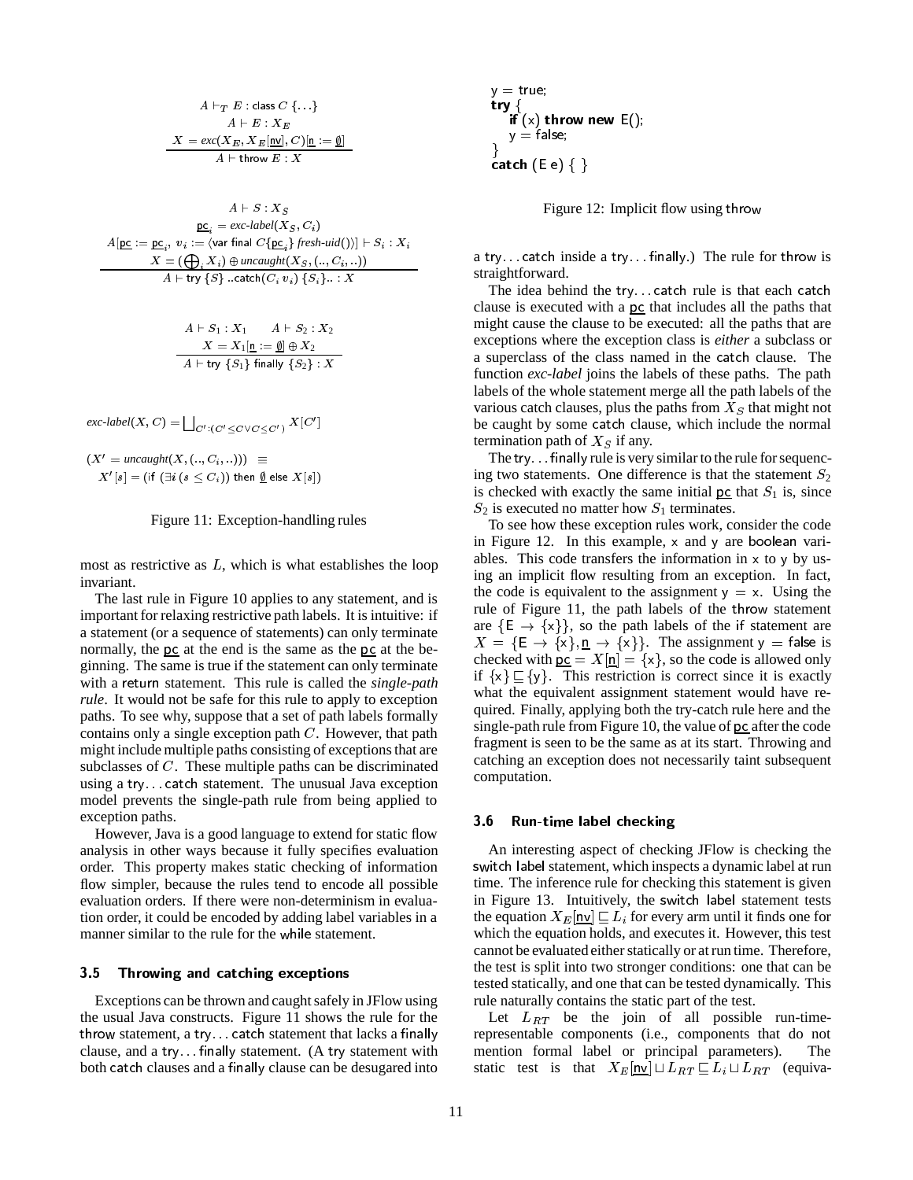$$\frac{\begin{array}{c} A \vdash_T E : \mathsf{class}\ C\ \{\ldots\} \\ A \vdash E : X_E \\ X = exc(X_E, X_E[\underline{\mathsf{nv}}], C)[\underline{\mathsf{n}} := \emptyset] \end{array}}{A \vdash \mathsf{throw}\ E : X}$$

$$\frac{\begin{array}{c} A \vdash S : X_S \\ \underline{\mathsf{pc}}_i = exc\text{-}label(X_S, C_i) \\ A[\underline{\mathsf{pc}} := \underline{\mathsf{pc}}_i,\ v_i := \langle \mathsf{var\ final}\ C\{\underline{\mathsf{pc}}_i\}\ fresh\text{-}uid()\rangle] \vdash S_i : X_i \\ X = (\bigoplus_i X_i) \oplus uncaught(X_S, (.., C_i, ..)) \end{array}}{A \vdash \mathsf{try}\ \{S\}\ ..\mathsf{catch}(C_i\ v_i)\ \{S_i\}.. : X}$$

$$\frac{\begin{array}{c} A \vdash S_1 : X_1 \qquad A \vdash S_2 : X_2 \\ X = X_1[\underline{\mathsf{n}} := \emptyset] \oplus X_2 \end{array}}{A \vdash \mathsf{try}\ \{S_1\}\ \mathsf{finally}\ \{S_2\} : X}$$

$$exc\text{-}label(X, C) = \bigsqcup_{C' : (C' \leq C \vee C \leq C')} X[C']$$

$$(X' = uncaught(X, (.., C_i, ..))) \ \equiv$$
$$X'[s] = (\mathsf{if}\ (\exists i\ (s \leq C_i))\ \mathsf{then}\ \emptyset\ \mathsf{else}\ X[s])$$

Figure 11: Exception-handling rules

most as restrictive as $L$, which is what establishes the loop invariant.

The last rule in Figure 10 applies to any statement, and is important for relaxing restrictive path labels. It is intuitive: if a statement (or a sequence of statements) can only terminate normally, the pc at the end is the same as the pc at the beginning. The same is true if the statement can only terminate with a return statement. This rule is called the *single-path rule*. It would not be safe for this rule to apply to exception paths. To see why, suppose that a set of path labels formally contains only a single exception path $C$. However, that path might include multiple paths consisting of exceptions that are subclasses of $C$. These multiple paths can be discriminated using a try. . . catch statement. The unusual Java exception model prevents the single-path rule from being applied to exception paths.

However, Java is a good language to extend for static flow analysis in other ways because it fully specifies evaluation order. This property makes static checking of information flow simpler, because the rules tend to encode all possible evaluation orders. If there were non-determinism in evaluation order, it could be encoded by adding label variables in a manner similar to the rule for the while statement.

### 3.5 Throwing and catching exceptions

Exceptions can be thrown and caught safely in JFlow using the usual Java constructs. Figure 11 shows the rule for the throw statement, a try. . . catch statement that lacks a finally clause, and a try. . . finally statement. (A try statement with both catch clauses and a finally clause can be desugared into

```
y = true;
try {
    if (x) throw new E();
    y = false;
}
catch (E e) { }
```

Figure 12: Implicit flow using throw

a try. . . catch inside a try. . . finally.) The rule for throw is straightforward.

The idea behind the try. . . catch rule is that each catch clause is executed with a pc that includes all the paths that might cause the clause to be executed: all the paths that are exceptions where the exception class is *either* a subclass or a superclass of the class named in the catch clause. The function *exc-label* joins the labels of these paths. The path labels of the whole statement merge all the path labels of the various catch clauses, plus the paths from $X_S$ that might not be caught by some catch clause, which include the normal termination path of $X_S$ if any.

The try. . . finally rule is very similar to the rule for sequencing two statements. One difference is that the statement $S_2$ is checked with exactly the same initial pc that $S_1$ is, since $S_2$ is executed no matter how $S_1$ terminates.

To see how these exception rules work, consider the code in Figure 12. In this example, x and y are boolean variables. This code transfers the information in x to y by using an implicit flow resulting from an exception. In fact, the code is equivalent to the assignment y = x. Using the rule of Figure 11, the path labels of the throw statement are $\{\mathsf{E} \rightarrow \{\mathsf{x}\}\}$, so the path labels of the if statement are $X = \{\mathsf{E} \rightarrow \{\mathsf{x}\}, \underline{\mathsf{n}} \rightarrow \{\mathsf{x}\}\}$. The assignment y = false is checked with $\underline{\mathsf{pc}} = X[\underline{\mathsf{n}}] = \{\mathsf{x}\}$, so the code is allowed only if $\{\mathsf{x}\} \sqsubseteq \{\mathsf{y}\}$. This restriction is correct since it is exactly what the equivalent assignment statement would have required. Finally, applying both the try-catch rule here and the single-path rule from Figure 10, the value of pc after the code fragment is seen to be the same as at its start. Throwing and catching an exception does not necessarily taint subsequent computation.

### 3.6 Run-time label checking

An interesting aspect of checking JFlow is checking the switch label statement, which inspects a dynamic label at run time. The inference rule for checking this statement is given in Figure 13. Intuitively, the switch label statement tests the equation $X_E[\underline{\mathsf{nv}}] \sqsubseteq L_i$ for every arm until it finds one for which the equation holds, and executes it. However, this test cannot be evaluated either statically or at run time. Therefore, the test is split into two stronger conditions: one that can be tested statically, and one that can be tested dynamically. This rule naturally contains the static part of the test.

Let $L_{RT}$ be the join of all possible run-time-representable components (i.e., components that do not mention formal label or principal parameters). The static test is that $X_E[\underline{\mathsf{nv}}] \sqcup L_{RT} \sqsubseteq L_i \sqcup L_{RT}$ (equiva-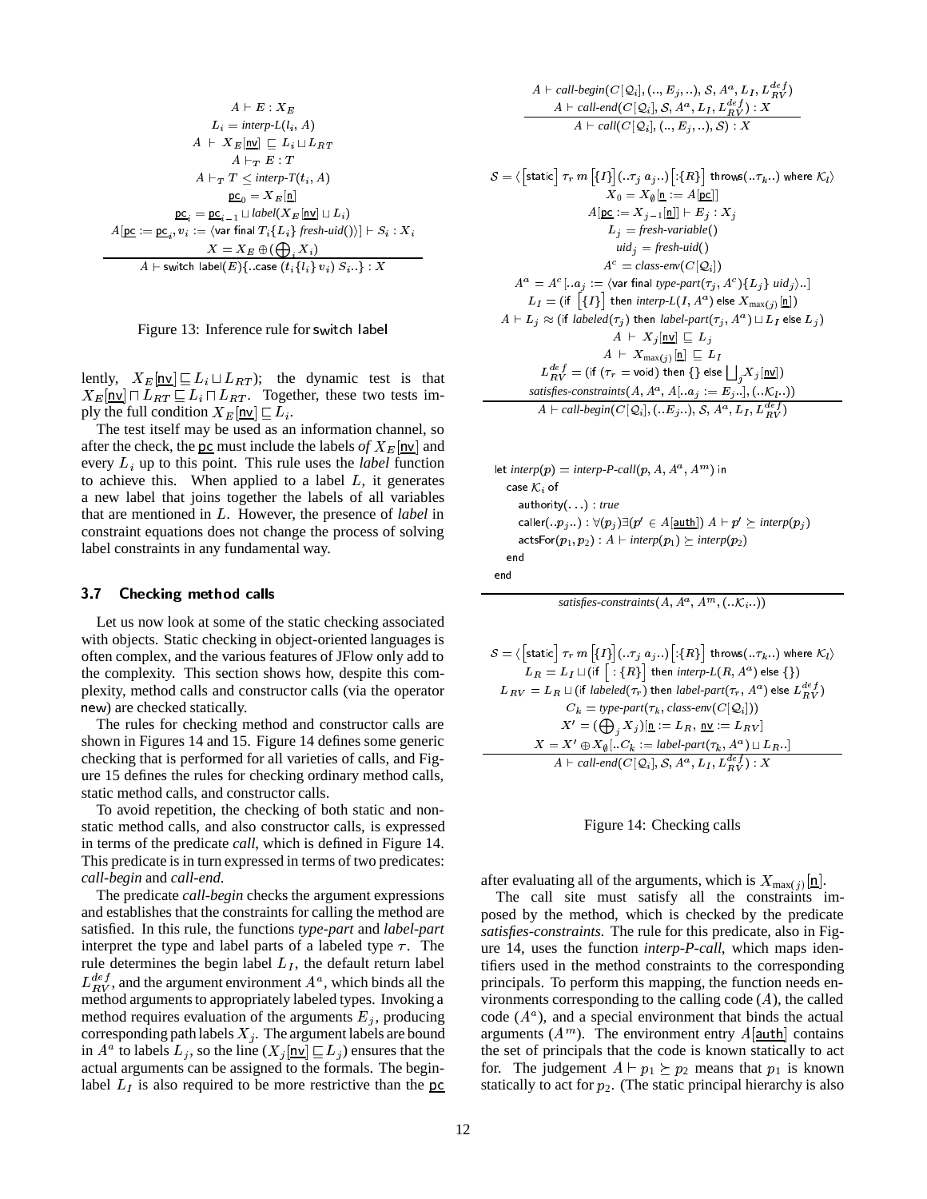$$
\frac{
\begin{array}{c}
A \vdash E : X_E \\
L_i = \textit{interp-L}(l_i, A) \\
A \vdash X_E[\underline{\mathsf{nv}}] \sqsubseteq L_i \sqcup L_{RT} \\
A \vdash_T E : T \\
A \vdash_T T \le \textit{interp-T}(t_i, A) \\
\underline{\mathsf{pc}}_0 = X_E[\underline{\mathsf{n}}] \\
\underline{\mathsf{pc}}_i = \underline{\mathsf{pc}}_{i-1} \sqcup \textit{label}(X_E[\underline{\mathsf{nv}}] \sqcup L_i) \\
A[\underline{\mathsf{pc}} := \underline{\mathsf{pc}}_i, v_i := \langle \mathsf{var\ final}\ T_i\{L_i\}\ \textit{fresh-uid}()\rangle] \vdash S_i : X_i \\
X = X_E \oplus (\bigoplus_i X_i)
\end{array}
}{
A \vdash \mathsf{switch\ label}(E)\{..\mathsf{case}\ (t_i\{l_i\}\ v_i)\ S_i..\} : X
}
$$

Figure 13: Inference rule for switch label

lently, $X_E[\underline{\mathsf{nv}}] \sqsubseteq L_i \sqcup L_{RT}$); the dynamic test is that $X_E[\underline{\mathsf{nv}}] \sqcap L_{RT} \sqsubseteq L_i \sqcap L_{RT}$. Together, these two tests imply the full condition $X_E[\underline{\mathsf{nv}}] \sqsubseteq L_i$.

The test itself may be used as an information channel, so after the check, the $\underline{\mathsf{pc}}$ must include the labels *of* $X_E[\underline{\mathsf{nv}}]$ and every $L_i$ up to this point. This rule uses the *label* function to achieve this. When applied to a label $L$, it generates a new label that joins together the labels of all variables that are mentioned in $L$. However, the presence of *label* in constraint equations does not change the process of solving label constraints in any fundamental way.

### 3.7 Checking method calls

Let us now look at some of the static checking associated with objects. Static checking in object-oriented languages is often complex, and the various features of JFlow only add to the complexity. This section shows how, despite this complexity, method calls and constructor calls (via the operator new) are checked statically.

The rules for checking method and constructor calls are shown in Figures 14 and 15. Figure 14 defines some generic checking that is performed for all varieties of calls, and Figure 15 defines the rules for checking ordinary method calls, static method calls, and constructor calls.

To avoid repetition, the checking of both static and non-static method calls, and also constructor calls, is expressed in terms of the predicate *call*, which is defined in Figure 14. This predicate is in turn expressed in terms of two predicates: *call-begin* and *call-end*.

The predicate *call-begin* checks the argument expressions and establishes that the constraints for calling the method are satisfied. In this rule, the functions *type-part* and *label-part* interpret the type and label parts of a labeled type $\tau$. The rule determines the begin label $L_I$, the default return label $L_{RV}^{def}$, and the argument environment $A^a$, which binds all the method arguments to appropriately labeled types. Invoking a method requires evaluation of the arguments $E_j$, producing corresponding path labels $X_j$. The argument labels are bound in $A^a$ to labels $L_j$, so the line ($X_j[\underline{\mathsf{nv}}] \sqsubseteq L_j$) ensures that the actual arguments can be assigned to the formals. The begin-label $L_I$ is also required to be more restrictive than the $\underline{\mathsf{pc}}$

$$
\frac{
\begin{array}{c}
A \vdash \textit{call-begin}(C[\mathcal{Q}_i], (.., E_j, ..), \mathcal{S}, A^a, L_I, L_{RV}^{def}) \\
A \vdash \textit{call-end}(C[\mathcal{Q}_i], \mathcal{S}, A^a, L_I, L_{RV}^{def}) : X
\end{array}
}{
A \vdash \textit{call}(C[\mathcal{Q}_i], (.., E_j, ..), \mathcal{S}) : X
}
$$

$$
\frac{
\begin{array}{c}
\mathcal{S} = \langle \left[\mathsf{static}\right]\ \tau_r\ m\ \left[\{I\}\right](..\tau_j\ a_j..)\left[:\{R\}\right]\ \mathsf{throws}(..\tau_k..)\ \mathsf{where}\ \mathcal{K}_l \rangle \\
X_0 = X_\emptyset[\underline{\mathsf{n}} := A[\underline{\mathsf{pc}}]] \\
A[\underline{\mathsf{pc}} := X_{j-1}[\underline{\mathsf{n}}]] \vdash E_j : X_j \\
L_j = \textit{fresh-variable}() \\
\textit{uid}_j = \textit{fresh-uid}() \\
A^c = \textit{class-env}(C[\mathcal{Q}_i]) \\
A^a = A^c[..a_j := \langle \mathsf{var\ final}\ \textit{type-part}(\tau_j, A^c)\{L_j\}\ \textit{uid}_j\rangle..] \\
L_I = (\mathsf{if}\ \left[\{I\}\right]\ \mathsf{then}\ \textit{interp-L}(I, A^a)\ \mathsf{else}\ X_{\max(j)}[\underline{\mathsf{n}}]) \\
A \vdash L_j \approx (\mathsf{if}\ \textit{labeled}(\tau_j)\ \mathsf{then}\ \textit{label-part}(\tau_j, A^a) \sqcup L_I\ \mathsf{else}\ L_j) \\
A \vdash X_j[\underline{\mathsf{nv}}] \sqsubseteq L_j \\
A \vdash X_{\max(j)}[\underline{\mathsf{n}}] \sqsubseteq L_I \\
L_{RV}^{def} = (\mathsf{if}\ (\tau_r = \mathsf{void})\ \mathsf{then}\ \{\}\ \mathsf{else}\ \bigsqcup_j X_j[\underline{\mathsf{nv}}]) \\
\textit{satisfies-constraints}(A, A^a, A[..a_j := E_j..], (..\mathcal{K}_l..))
\end{array}
}{
A \vdash \textit{call-begin}(C[\mathcal{Q}_i], (..E_j..), \mathcal{S}, A^a, L_I, L_{RV}^{def})
}
$$

```
let interp(p) = interp-P-call(p, A, A^a, A^m) in
  case K_i of
    authority(...) : true
    caller(..p_j..) : ∀(p_j)∃(p' ∈ A[auth]) A ⊢ p' ≽ interp(p_j)
    actsFor(p_1, p_2) : A ⊢ interp(p_1) ≽ interp(p_2)
  end
end
```

$$
\overline{\textit{satisfies-constraints}(A, A^a, A^m, (..\mathcal{K}_i..))}
$$

$$
\frac{
\begin{array}{c}
\mathcal{S} = \langle \left[\mathsf{static}\right]\ \tau_r\ m\ \left[\{I\}\right](..\tau_j\ a_j..)\left[:\{R\}\right]\ \mathsf{throws}(..\tau_k..)\ \mathsf{where}\ \mathcal{K}_l \rangle \\
L_R = L_I \sqcup (\mathsf{if}\ \left[:\{R\}\right]\ \mathsf{then}\ \textit{interp-L}(R, A^a)\ \mathsf{else}\ \{\}) \\
L_{RV} = L_R \sqcup (\mathsf{if}\ \textit{labeled}(\tau_r)\ \mathsf{then}\ \textit{label-part}(\tau_r, A^a)\ \mathsf{else}\ L_{RV}^{def}) \\
C_k = \textit{type-part}(\tau_k, \textit{class-env}(C[\mathcal{Q}_i])) \\
X' = (\bigoplus_j X_j)[\underline{\mathsf{n}} := L_R,\ \underline{\mathsf{nv}} := L_{RV}] \\
X = X' \oplus X_\emptyset[..C_k := \textit{label-part}(\tau_k, A^a) \sqcup L_R..]
\end{array}
}{
A \vdash \textit{call-end}(C[\mathcal{Q}_i], \mathcal{S}, A^a, L_I, L_{RV}^{def}) : X
}
$$

Figure 14: Checking calls

after evaluating all of the arguments, which is $X_{\max(j)}[\underline{\mathsf{n}}]$.

The call site must satisfy all the constraints imposed by the method, which is checked by the predicate *satisfies-constraints*. The rule for this predicate, also in Figure 14, uses the function *interp-P-call*, which maps identifiers used in the method constraints to the corresponding principals. To perform this mapping, the function needs environments corresponding to the calling code ($A$), the called code ($A^a$), and a special environment that binds the actual arguments ($A^m$). The environment entry $A[\underline{\mathsf{auth}}]$ contains the set of principals that the code is known statically to act for. The judgement $A \vdash p_1 \succeq p_2$ means that $p_1$ is known statically to act for $p_2$. (The static principal hierarchy is also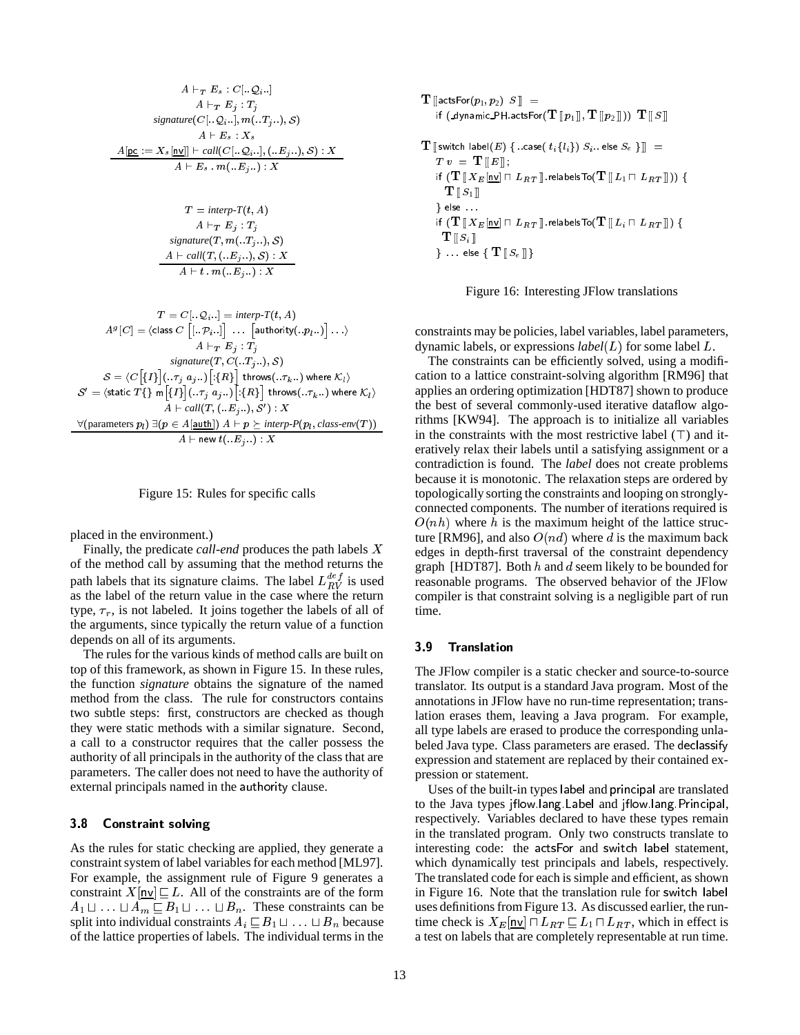$$\frac{\begin{array}{c} A \vdash_T E_s : C[..\mathcal{Q}_i..] \\ A \vdash_T E_j : T_j \\ \textit{signature}(C[..\mathcal{Q}_i..], m(..T_j..), \mathcal{S}) \\ A \vdash E_s : X_s \\ A[\underline{\mathsf{pc}} := X_s[\underline{\mathsf{nv}}]] \vdash \textit{call}(C[..\mathcal{Q}_i..], (..E_j..), \mathcal{S}) : X \end{array}}{A \vdash E_s \,.\, m(..E_j..) : X}$$

$$\frac{\begin{array}{c} T = \textit{interp-T}(t, A) \\ A \vdash_T E_j : T_j \\ \textit{signature}(T, m(..T_j..), \mathcal{S}) \\ A \vdash \textit{call}(T, (..E_j..), \mathcal{S}) : X \end{array}}{A \vdash t \,.\, m(..E_j..) : X}$$

$$\frac{\begin{array}{c} T = C[..\mathcal{Q}_i..] = \textit{interp-T}(t, A) \\ A^g[C] = \langle \mathsf{class}\ C\ \left[[..\mathcal{P}_i..]\right]\ \ldots\ \left[\mathsf{authority}(..p_l..)\right] \ldots \rangle \\ A \vdash_T E_j : T_j \\ \textit{signature}(T, C(..T_j..), \mathcal{S}) \\ \mathcal{S} = \langle C\left[\{I\}\right](..\tau_j\ a_j..)\left[:\{R\}\right]\ \mathsf{throws}(..\tau_k..)\ \mathsf{where}\ \mathcal{K}_l \rangle \\ \mathcal{S}' = \langle \mathsf{static}\ T\{\}\ \mathsf{m}\left[\{I\}\right](..\tau_j\ a_j..)\left[:\{R\}\right]\ \mathsf{throws}(..\tau_k..)\ \mathsf{where}\ \mathcal{K}_l \rangle \\ A \vdash \textit{call}(T, (..E_j..), \mathcal{S}') : X \\ \forall (\text{parameters } p_l)\ \exists (p \in A[\underline{\mathsf{auth}}])\ A \vdash p \succeq \textit{interp-P}(p_l, \textit{class-env}(T)) \end{array}}{A \vdash \mathsf{new}\ t(..E_j..) : X}$$

Figure 15: Rules for specific calls

placed in the environment.)

Finally, the predicate *call-end* produces the path labels $X$ of the method call by assuming that the method returns the path labels that its signature claims. The label $L_{RV}^{def}$ is used as the label of the return value in the case where the return type, $\tau_r$, is not labeled. It joins together the labels of all of the arguments, since typically the return value of a function depends on all of its arguments.

The rules for the various kinds of method calls are built on top of this framework, as shown in Figure 15. In these rules, the function *signature* obtains the signature of the named method from the class. The rule for constructors contains two subtle steps: first, constructors are checked as though they were static methods with a similar signature. Second, a call to a constructor requires that the caller possess the authority of all principals in the authority of the class that are parameters. The caller does not need to have the authority of external principals named in the authority clause.

### 3.8 Constraint solving

As the rules for static checking are applied, they generate a constraint system of label variables for each method [ML97]. For example, the assignment rule of Figure 9 generates a constraint $X[\underline{\mathsf{nv}}] \sqsubseteq L$. All of the constraints are of the form $A_1 \sqcup \ldots \sqcup A_m \sqsubseteq B_1 \sqcup \ldots \sqcup B_n$. These constraints can be split into individual constraints $A_i \sqsubseteq B_1 \sqcup \ldots \sqcup B_n$ because of the lattice properties of labels. The individual terms in the constraints may be policies, label variables, label parameters, dynamic labels, or expressions *label*$(L)$ for some label $L$.

The constraints can be efficiently solved, using a modification to a lattice constraint-solving algorithm [RM96] that applies an ordering optimization [HDT87] shown to produce the best of several commonly-used iterative dataflow algorithms [KW94]. The approach is to initialize all variables in the constraints with the most restrictive label ($\top$) and iteratively relax their labels until a satisfying assignment or a contradiction is found. The *label* does not create problems because it is monotonic. The relaxation steps are ordered by topologically sorting the constraints and looping on strongly-connected components. The number of iterations required is $O(nh)$ where $h$ is the maximum height of the lattice structure [RM96], and also $O(nd)$ where $d$ is the maximum back edges in depth-first traversal of the constraint dependency graph [HDT87]. Both $h$ and $d$ seem likely to be bounded for reasonable programs. The observed behavior of the JFlow compiler is that constraint solving is a negligible part of run time.

### 3.9 Translation

The JFlow compiler is a static checker and source-to-source translator. Its output is a standard Java program. Most of the annotations in JFlow have no run-time representation; translation erases them, leaving a Java program. For example, all type labels are erased to produce the corresponding unlabeled Java type. Class parameters are erased. The declassify expression and statement are replaced by their contained expression or statement.

Uses of the built-in types label and principal are translated to the Java types jflow.lang.Label and jflow.lang.Principal, respectively. Variables declared to have these types remain in the translated program. Only two constructs translate to interesting code: the actsFor and switch label statement, which dynamically test principals and labels, respectively. The translated code for each is simple and efficient, as shown in Figure 16. Note that the translation rule for switch label uses definitions from Figure 13. As discussed earlier, the run-time check is $X_E[\underline{\mathsf{nv}}] \sqcap L_{RT} \sqsubseteq L_1 \sqcap L_{RT}$, which in effect is a test on labels that are completely representable at run time.

$\mathbf{T}[\![\mathsf{actsFor}(p_1, p_2)\ S]\!] =$
$\quad$ if $(\_\mathsf{dynamic\_PH.actsFor}(\mathbf{T}[\![p_1]\!], \mathbf{T}[\![p_2]\!]))\ \mathbf{T}[\![S]\!]$

$\mathbf{T}[\![\mathsf{switch\ label}(E)\ \{\ ..\mathsf{case}(\ t_i\{l_i\})\ S_i..\ \mathsf{else}\ S_e\ \}]\!] =$
$\quad T\ v\ =\ \mathbf{T}[\![E]\!];$
$\quad$ if $(\mathbf{T}[\![X_E[\underline{\mathsf{nv}}] \sqcap L_{RT}]\!].\mathsf{relabelsTo}(\mathbf{T}[\![L_1 \sqcap L_{RT}]\!]))$ {
$\quad\quad \mathbf{T}[\![S_1]\!]$
$\quad$ } else ...
$\quad$ if $(\mathbf{T}[\![X_E[\underline{\mathsf{nv}}] \sqcap L_{RT}]\!].\mathsf{relabelsTo}(\mathbf{T}[\![L_i \sqcap L_{RT}]\!]))$ {
$\quad\quad \mathbf{T}[\![S_i]\!]$
$\quad$ } ... else { $\mathbf{T}[\![S_e]\!]$ }

Figure 16: Interesting JFlow translations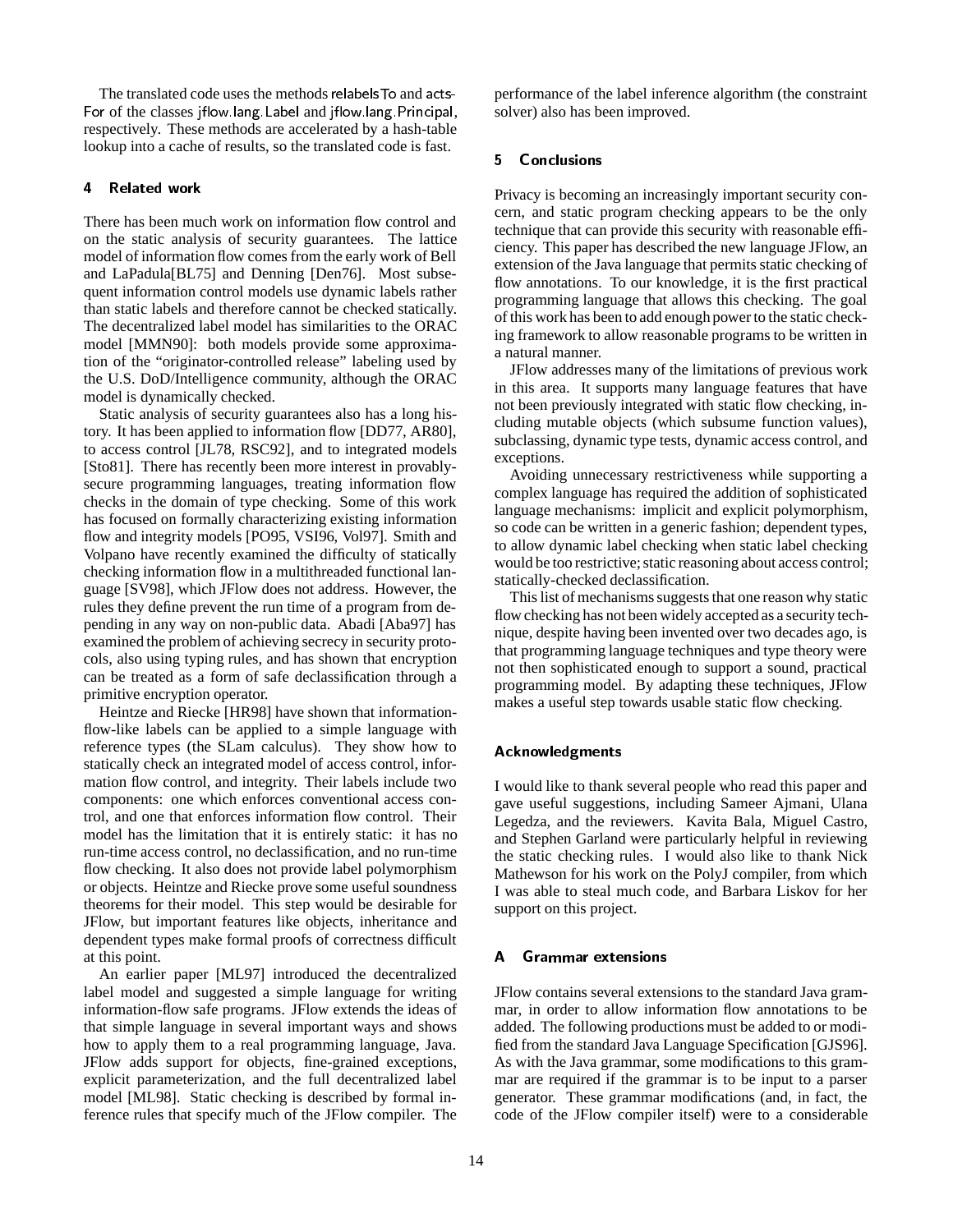The translated code uses the methods relabelsTo and actsFor of the classes jflow.lang.Label and jflow.lang.Principal, respectively. These methods are accelerated by a hash-table lookup into a cache of results, so the translated code is fast.

## 4 Related work

There has been much work on information flow control and on the static analysis of security guarantees. The lattice model of information flow comes from the early work of Bell and LaPadula[BL75] and Denning [Den76]. Most subsequent information control models use dynamic labels rather than static labels and therefore cannot be checked statically. The decentralized label model has similarities to the ORAC model [MMN90]: both models provide some approximation of the "originator-controlled release" labeling used by the U.S. DoD/Intelligence community, although the ORAC model is dynamically checked.

Static analysis of security guarantees also has a long history. It has been applied to information flow [DD77, AR80], to access control [JL78, RSC92], and to integrated models [Sto81]. There has recently been more interest in provably-secure programming languages, treating information flow checks in the domain of type checking. Some of this work has focused on formally characterizing existing information flow and integrity models [PO95, VSI96, Vol97]. Smith and Volpano have recently examined the difficulty of statically checking information flow in a multithreaded functional language [SV98], which JFlow does not address. However, the rules they define prevent the run time of a program from depending in any way on non-public data. Abadi [Aba97] has examined the problem of achieving secrecy in security protocols, also using typing rules, and has shown that encryption can be treated as a form of safe declassification through a primitive encryption operator.

Heintze and Riecke [HR98] have shown that information-flow-like labels can be applied to a simple language with reference types (the SLam calculus). They show how to statically check an integrated model of access control, information flow control, and integrity. Their labels include two components: one which enforces conventional access control, and one that enforces information flow control. Their model has the limitation that it is entirely static: it has no run-time access control, no declassification, and no run-time flow checking. It also does not provide label polymorphism or objects. Heintze and Riecke prove some useful soundness theorems for their model. This step would be desirable for JFlow, but important features like objects, inheritance and dependent types make formal proofs of correctness difficult at this point.

An earlier paper [ML97] introduced the decentralized label model and suggested a simple language for writing information-flow safe programs. JFlow extends the ideas of that simple language in several important ways and shows how to apply them to a real programming language, Java. JFlow adds support for objects, fine-grained exceptions, explicit parameterization, and the full decentralized label model [ML98]. Static checking is described by formal inference rules that specify much of the JFlow compiler. The performance of the label inference algorithm (the constraint solver) also has been improved.

## 5 Conclusions

Privacy is becoming an increasingly important security concern, and static program checking appears to be the only technique that can provide this security with reasonable efficiency. This paper has described the new language JFlow, an extension of the Java language that permits static checking of flow annotations. To our knowledge, it is the first practical programming language that allows this checking. The goal of this work has been to add enough power to the static checking framework to allow reasonable programs to be written in a natural manner.

JFlow addresses many of the limitations of previous work in this area. It supports many language features that have not been previously integrated with static flow checking, including mutable objects (which subsume function values), subclassing, dynamic type tests, dynamic access control, and exceptions.

Avoiding unnecessary restrictiveness while supporting a complex language has required the addition of sophisticated language mechanisms: implicit and explicit polymorphism, so code can be written in a generic fashion; dependent types, to allow dynamic label checking when static label checking would be too restrictive; static reasoning about access control; statically-checked declassification.

This list of mechanisms suggests that one reason why static flow checking has not been widely accepted as a security technique, despite having been invented over two decades ago, is that programming language techniques and type theory were not then sophisticated enough to support a sound, practical programming model. By adapting these techniques, JFlow makes a useful step towards usable static flow checking.

## Acknowledgments

I would like to thank several people who read this paper and gave useful suggestions, including Sameer Ajmani, Ulana Legedza, and the reviewers. Kavita Bala, Miguel Castro, and Stephen Garland were particularly helpful in reviewing the static checking rules. I would also like to thank Nick Mathewson for his work on the PolyJ compiler, from which I was able to steal much code, and Barbara Liskov for her support on this project.

## A Grammar extensions

JFlow contains several extensions to the standard Java grammar, in order to allow information flow annotations to be added. The following productions must be added to or modified from the standard Java Language Specification [GJS96]. As with the Java grammar, some modifications to this grammar are required if the grammar is to be input to a parser generator. These grammar modifications (and, in fact, the code of the JFlow compiler itself) were to a considerable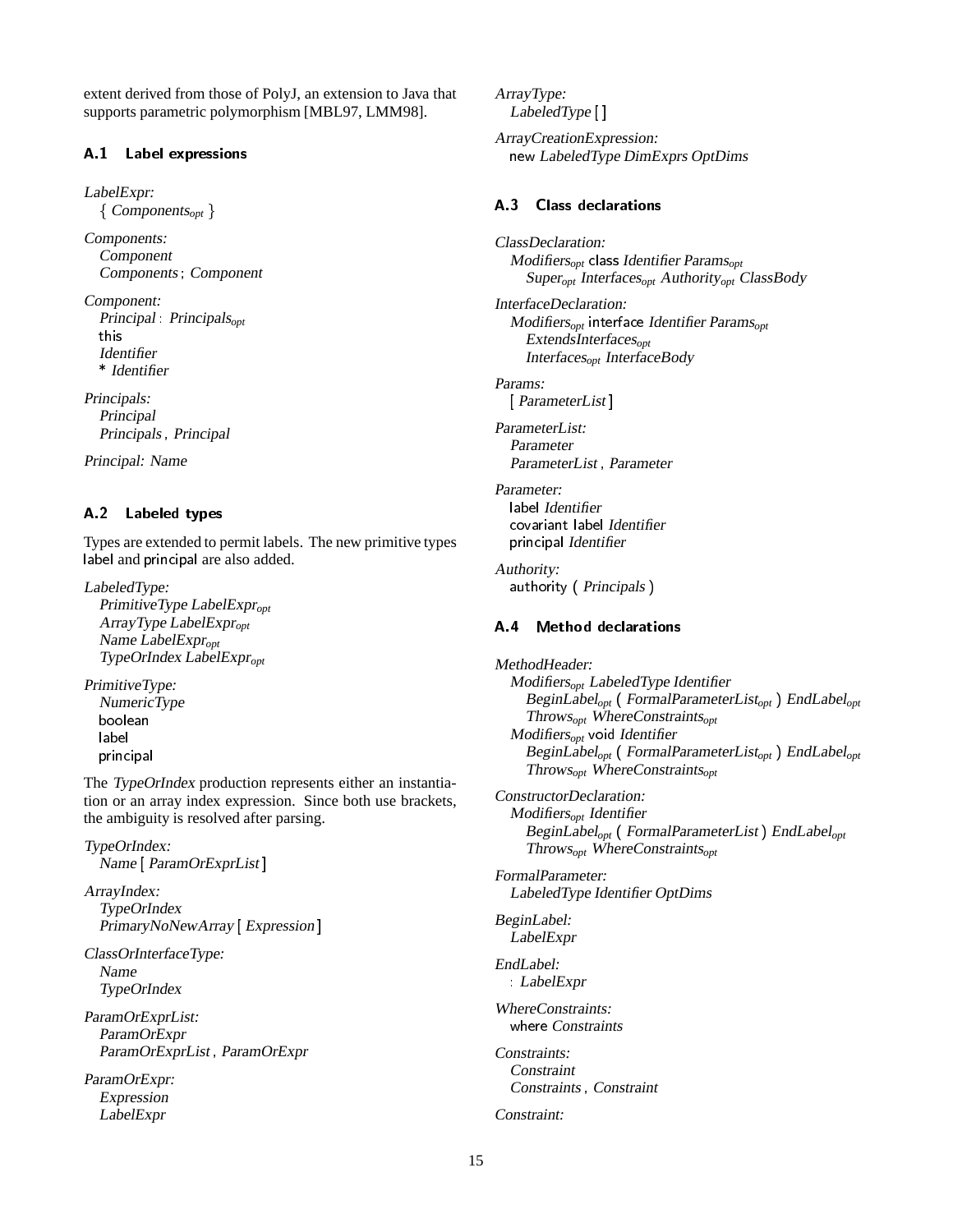extent derived from those of PolyJ, an extension to Java that supports parametric polymorphism [MBL97, LMM98].

### A.1 Label expressions

*LabelExpr:*
  { *Components*$_{opt}$ }

*Components:*
  *Component*
  *Components* ; *Component*

*Component:*
  *Principal* : *Principals*$_{opt}$
  this
  *Identifier*
  * *Identifier*

*Principals:*
  *Principal*
  *Principals* , *Principal*

*Principal:* *Name*

### A.2 Labeled types

Types are extended to permit labels. The new primitive types label and principal are also added.

*LabeledType:*
  *PrimitiveType LabelExpr*$_{opt}$
  *ArrayType LabelExpr*$_{opt}$
  *Name LabelExpr*$_{opt}$
  *TypeOrIndex LabelExpr*$_{opt}$

*PrimitiveType:*
  *NumericType*
  boolean
  label
  principal

The *TypeOrIndex* production represents either an instantiation or an array index expression. Since both use brackets, the ambiguity is resolved after parsing.

*TypeOrIndex:*
  *Name* [ *ParamOrExprList* ]

*ArrayIndex:*
  *TypeOrIndex*
  *PrimaryNoNewArray* [ *Expression* ]

*ClassOrInterfaceType:*
  *Name*
  *TypeOrIndex*

*ParamOrExprList:*
  *ParamOrExpr*
  *ParamOrExprList* , *ParamOrExpr*

*ParamOrExpr:*
  *Expression*
  *LabelExpr*

*ArrayType:*
  *LabeledType* [ ]

*ArrayCreationExpression:*
  new *LabeledType DimExprs OptDims*

### A.3 Class declarations

*ClassDeclaration:*
  *Modifiers*$_{opt}$ class *Identifier Params*$_{opt}$
    *Super*$_{opt}$ *Interfaces*$_{opt}$ *Authority*$_{opt}$ *ClassBody*

*InterfaceDeclaration:*
  *Modifiers*$_{opt}$ interface *Identifier Params*$_{opt}$
    *ExtendsInterfaces*$_{opt}$
    *Interfaces*$_{opt}$ *InterfaceBody*

*Params:*
  [ *ParameterList* ]

*ParameterList:*
  *Parameter*
  *ParameterList* , *Parameter*

*Parameter:*
  label *Identifier*
  covariant label *Identifier*
  principal *Identifier*

*Authority:*
  authority ( *Principals* )

### A.4 Method declarations

*MethodHeader:*
  *Modifiers*$_{opt}$ *LabeledType Identifier*
    *BeginLabel*$_{opt}$ ( *FormalParameterList*$_{opt}$ ) *EndLabel*$_{opt}$
    *Throws*$_{opt}$ *WhereConstraints*$_{opt}$
  *Modifiers*$_{opt}$ void *Identifier*
    *BeginLabel*$_{opt}$ ( *FormalParameterList*$_{opt}$ ) *EndLabel*$_{opt}$
    *Throws*$_{opt}$ *WhereConstraints*$_{opt}$

*ConstructorDeclaration:*
  *Modifiers*$_{opt}$ *Identifier*
    *BeginLabel*$_{opt}$ ( *FormalParameterList* ) *EndLabel*$_{opt}$
    *Throws*$_{opt}$ *WhereConstraints*$_{opt}$

*FormalParameter:*
  *LabeledType Identifier OptDims*

*BeginLabel:*
  *LabelExpr*

*EndLabel:*
  : *LabelExpr*

*WhereConstraints:*
  where *Constraints*

*Constraints:*
  *Constraint*
  *Constraints* , *Constraint*

*Constraint:*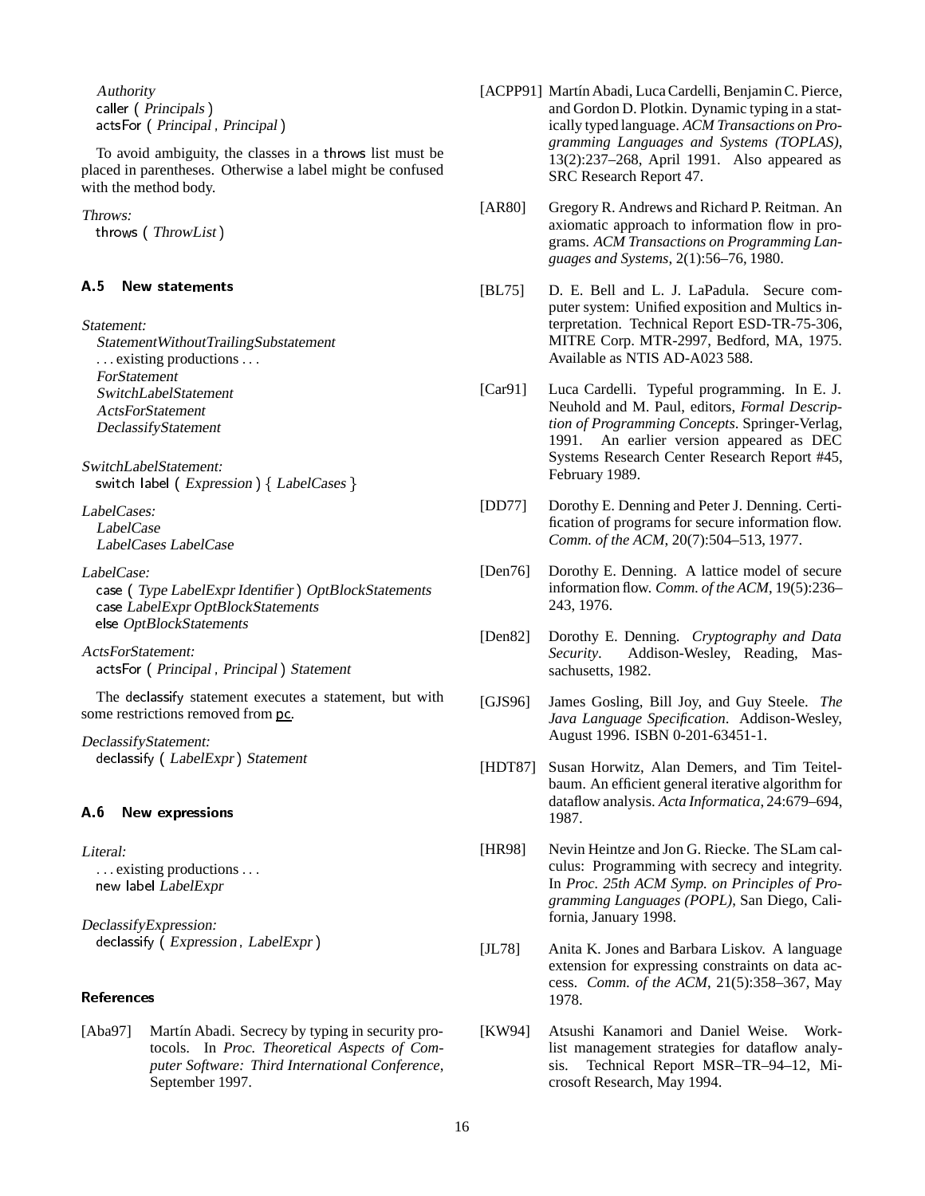*Authority*
  caller ( *Principals* )
  actsFor ( *Principal* , *Principal* )

To avoid ambiguity, the classes in a throws list must be placed in parentheses. Otherwise a label might be confused with the method body.

*Throws:*
  throws ( *ThrowList* )

### A.5 New statements

*Statement:*
  *StatementWithoutTrailingSubstatement*
  . . . existing productions . . .
  *ForStatement*
  *SwitchLabelStatement*
  *ActsForStatement*
  *DeclassifyStatement*

*SwitchLabelStatement:*
  switch label ( *Expression* ) { *LabelCases* }

*LabelCases:*
  *LabelCase*
  *LabelCases LabelCase*

*LabelCase:*
  case ( *Type LabelExpr Identifier* ) *OptBlockStatements*
  case *LabelExpr OptBlockStatements*
  else *OptBlockStatements*

*ActsForStatement:*
  actsFor ( *Principal* , *Principal* ) *Statement*

The declassify statement executes a statement, but with some restrictions removed from pc.

*DeclassifyStatement:*
  declassify ( *LabelExpr* ) *Statement*

### A.6 New expressions

*Literal:*
  . . . existing productions . . .
  new label *LabelExpr*

*DeclassifyExpression:*
  declassify ( *Expression* , *LabelExpr* )

### References

[Aba97] Martín Abadi. Secrecy by typing in security protocols. In *Proc. Theoretical Aspects of Computer Software: Third International Conference*, September 1997.

[ACPP91] Martín Abadi, Luca Cardelli, Benjamin C. Pierce, and Gordon D. Plotkin. Dynamic typing in a statically typed language. *ACM Transactions on Programming Languages and Systems (TOPLAS)*, 13(2):237–268, April 1991. Also appeared as SRC Research Report 47.

[AR80] Gregory R. Andrews and Richard P. Reitman. An axiomatic approach to information flow in programs. *ACM Transactions on Programming Languages and Systems*, 2(1):56–76, 1980.

[BL75] D. E. Bell and L. J. LaPadula. Secure computer system: Unified exposition and Multics interpretation. Technical Report ESD-TR-75-306, MITRE Corp. MTR-2997, Bedford, MA, 1975. Available as NTIS AD-A023 588.

[Car91] Luca Cardelli. Typeful programming. In E. J. Neuhold and M. Paul, editors, *Formal Description of Programming Concepts*. Springer-Verlag, 1991. An earlier version appeared as DEC Systems Research Center Research Report #45, February 1989.

[DD77] Dorothy E. Denning and Peter J. Denning. Certification of programs for secure information flow. *Comm. of the ACM*, 20(7):504–513, 1977.

[Den76] Dorothy E. Denning. A lattice model of secure information flow. *Comm. of the ACM*, 19(5):236–243, 1976.

[Den82] Dorothy E. Denning. *Cryptography and Data Security*. Addison-Wesley, Reading, Massachusetts, 1982.

[GJS96] James Gosling, Bill Joy, and Guy Steele. *The Java Language Specification*. Addison-Wesley, August 1996. ISBN 0-201-63451-1.

[HDT87] Susan Horwitz, Alan Demers, and Tim Teitelbaum. An efficient general iterative algorithm for dataflow analysis. *Acta Informatica*, 24:679–694, 1987.

[HR98] Nevin Heintze and Jon G. Riecke. The SLam calculus: Programming with secrecy and integrity. In *Proc. 25th ACM Symp. on Principles of Programming Languages (POPL)*, San Diego, California, January 1998.

[JL78] Anita K. Jones and Barbara Liskov. A language extension for expressing constraints on data access. *Comm. of the ACM*, 21(5):358–367, May 1978.

[KW94] Atsushi Kanamori and Daniel Weise. Worklist management strategies for dataflow analysis. Technical Report MSR–TR–94–12, Microsoft Research, May 1994.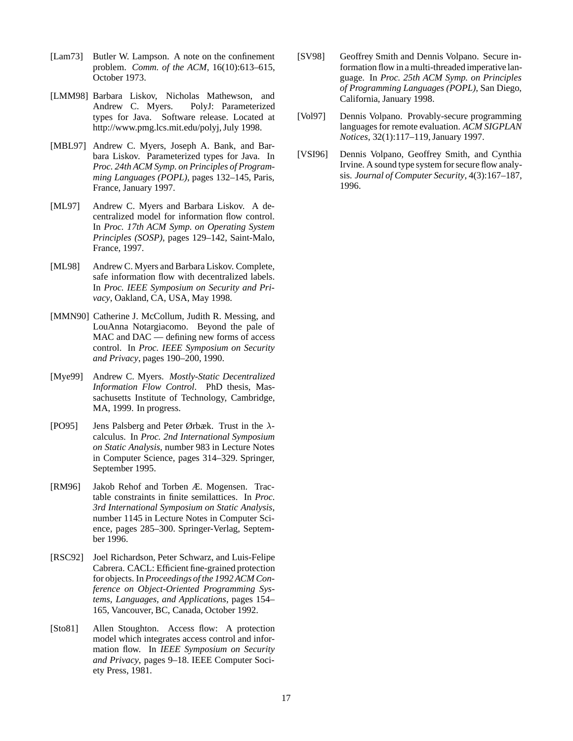[Lam73] Butler W. Lampson. A note on the confinement problem. *Comm. of the ACM*, 16(10):613–615, October 1973.

[LMM98] Barbara Liskov, Nicholas Mathewson, and Andrew C. Myers. PolyJ: Parameterized types for Java. Software release. Located at http://www.pmg.lcs.mit.edu/polyj, July 1998.

[MBL97] Andrew C. Myers, Joseph A. Bank, and Barbara Liskov. Parameterized types for Java. In *Proc. 24th ACM Symp. on Principles of Programming Languages (POPL)*, pages 132–145, Paris, France, January 1997.

[ML97] Andrew C. Myers and Barbara Liskov. A decentralized model for information flow control. In *Proc. 17th ACM Symp. on Operating System Principles (SOSP)*, pages 129–142, Saint-Malo, France, 1997.

[ML98] Andrew C. Myers and Barbara Liskov. Complete, safe information flow with decentralized labels. In *Proc. IEEE Symposium on Security and Privacy*, Oakland, CA, USA, May 1998.

[MMN90] Catherine J. McCollum, Judith R. Messing, and LouAnna Notargiacomo. Beyond the pale of MAC and DAC — defining new forms of access control. In *Proc. IEEE Symposium on Security and Privacy*, pages 190–200, 1990.

[Mye99] Andrew C. Myers. *Mostly-Static Decentralized Information Flow Control*. PhD thesis, Massachusetts Institute of Technology, Cambridge, MA, 1999. In progress.

[PO95] Jens Palsberg and Peter Ørbæk. Trust in the $\lambda$-calculus. In *Proc. 2nd International Symposium on Static Analysis*, number 983 in Lecture Notes in Computer Science, pages 314–329. Springer, September 1995.

[RM96] Jakob Rehof and Torben Æ. Mogensen. Tractable constraints in finite semilattices. In *Proc. 3rd International Symposium on Static Analysis*, number 1145 in Lecture Notes in Computer Science, pages 285–300. Springer-Verlag, September 1996.

[RSC92] Joel Richardson, Peter Schwarz, and Luis-Felipe Cabrera. CACL: Efficient fine-grained protection for objects. In *Proceedings of the 1992 ACM Conference on Object-Oriented Programming Systems, Languages, and Applications*, pages 154–165, Vancouver, BC, Canada, October 1992.

[Sto81] Allen Stoughton. Access flow: A protection model which integrates access control and information flow. In *IEEE Symposium on Security and Privacy*, pages 9–18. IEEE Computer Society Press, 1981.

[SV98] Geoffrey Smith and Dennis Volpano. Secure information flow in a multi-threaded imperative language. In *Proc. 25th ACM Symp. on Principles of Programming Languages (POPL)*, San Diego, California, January 1998.

[Vol97] Dennis Volpano. Provably-secure programming languages for remote evaluation. *ACM SIGPLAN Notices*, 32(1):117–119, January 1997.

[VSI96] Dennis Volpano, Geoffrey Smith, and Cynthia Irvine. A sound type system for secure flow analysis. *Journal of Computer Security*, 4(3):167–187, 1996.